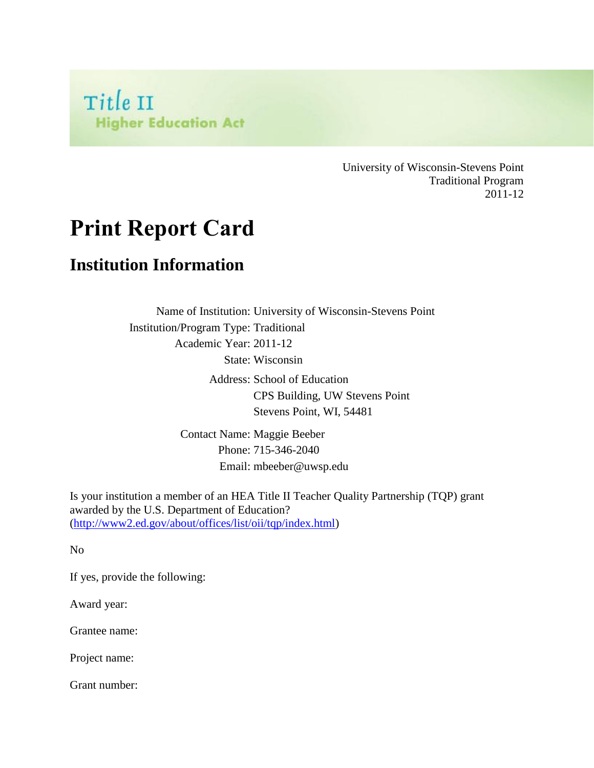Title II
Higher Education Act

University of Wisconsin-Stevens Point
Traditional Program
2011-12

# Print Report Card

## Institution Information

Name of Institution: University of Wisconsin-Stevens Point
Institution/Program Type: Traditional
Academic Year: 2011-12
State: Wisconsin
Address: School of Education
CPS Building, UW Stevens Point
Stevens Point, WI, 54481
Contact Name: Maggie Beeber
Phone: 715-346-2040
Email: mbeeber@uwsp.edu

Is your institution a member of an HEA Title II Teacher Quality Partnership (TQP) grant awarded by the U.S. Department of Education?
(http://www2.ed.gov/about/offices/list/oii/tqp/index.html)

No

If yes, provide the following:

Award year:

Grantee name:

Project name:

Grant number: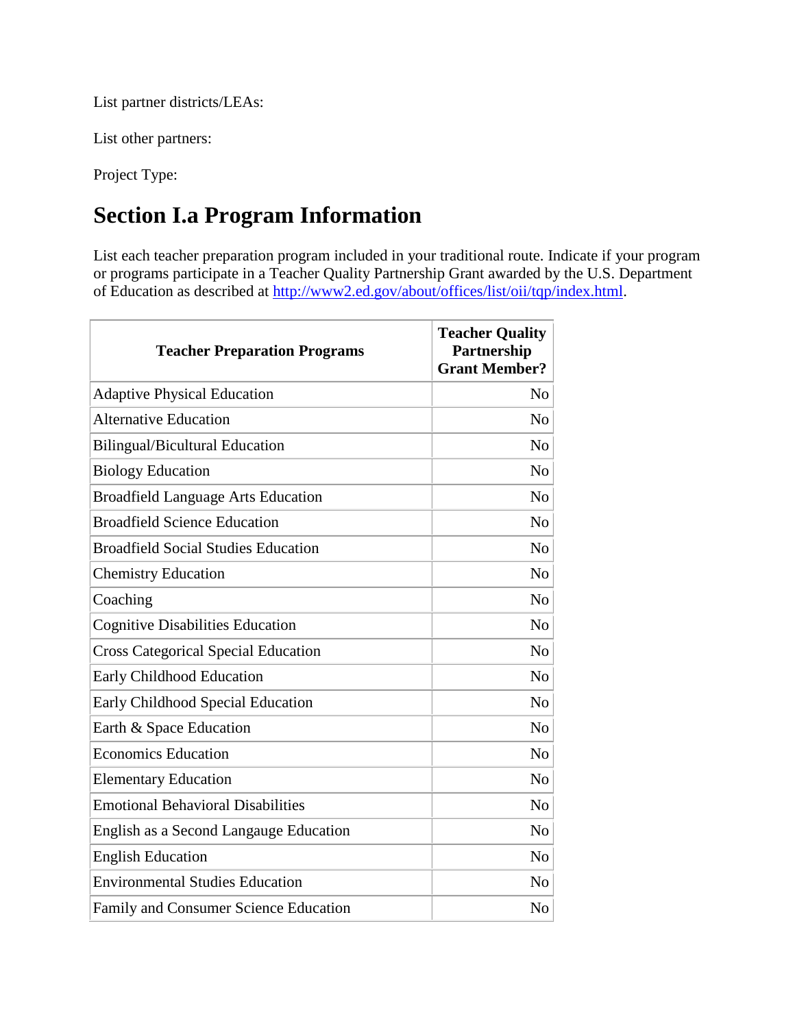List partner districts/LEAs:

List other partners:

Project Type:

## Section I.a Program Information

List each teacher preparation program included in your traditional route. Indicate if your program or programs participate in a Teacher Quality Partnership Grant awarded by the U.S. Department of Education as described at http://www2.ed.gov/about/offices/list/oii/tqp/index.html.

| Teacher Preparation Programs | Teacher Quality Partnership Grant Member? |
|---|---|
| Adaptive Physical Education | No |
| Alternative Education | No |
| Bilingual/Bicultural Education | No |
| Biology Education | No |
| Broadfield Language Arts Education | No |
| Broadfield Science Education | No |
| Broadfield Social Studies Education | No |
| Chemistry Education | No |
| Coaching | No |
| Cognitive Disabilities Education | No |
| Cross Categorical Special Education | No |
| Early Childhood Education | No |
| Early Childhood Special Education | No |
| Earth & Space Education | No |
| Economics Education | No |
| Elementary Education | No |
| Emotional Behavioral Disabilities | No |
| English as a Second Langauge Education | No |
| English Education | No |
| Environmental Studies Education | No |
| Family and Consumer Science Education | No |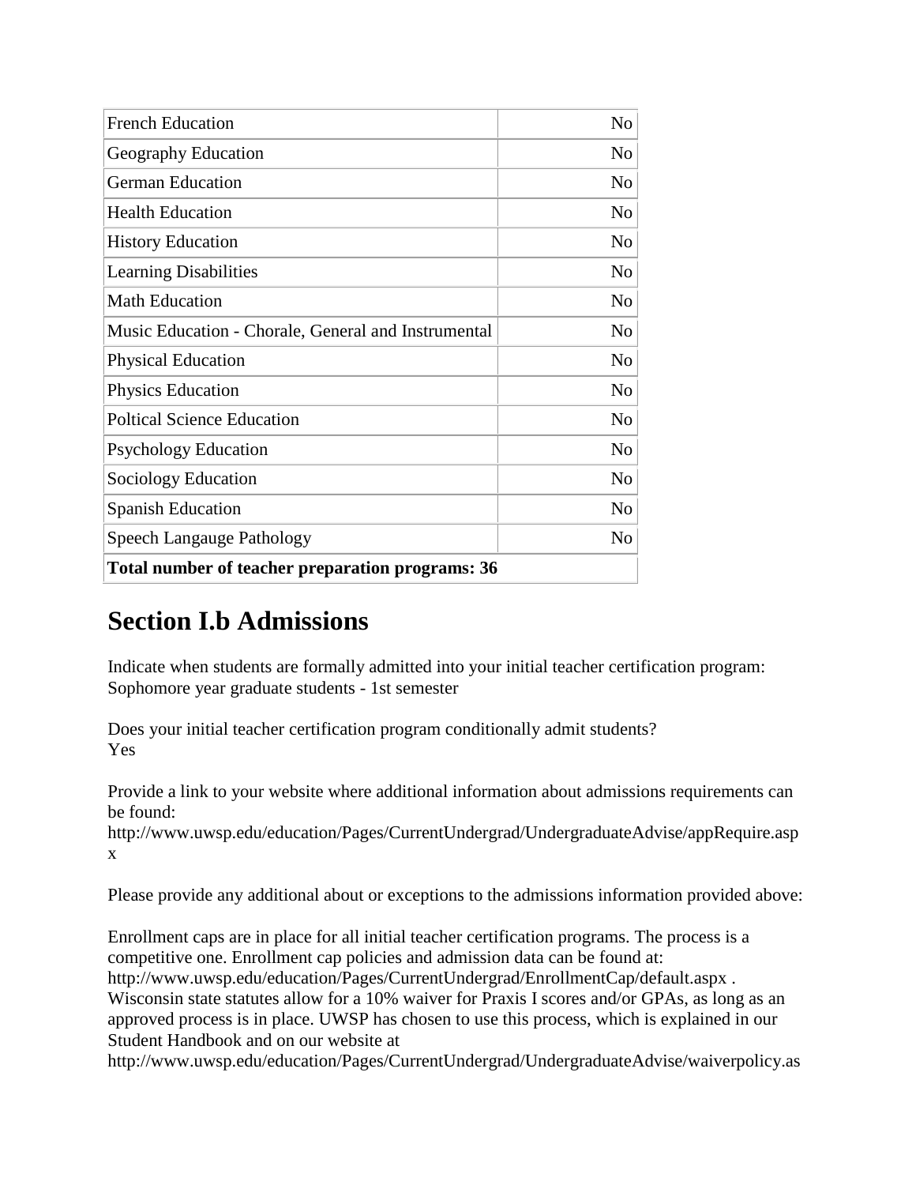| French Education | No |
|---|---|
| Geography Education | No |
| German Education | No |
| Health Education | No |
| History Education | No |
| Learning Disabilities | No |
| Math Education | No |
| Music Education - Chorale, General and Instrumental | No |
| Physical Education | No |
| Physics Education | No |
| Poltical Science Education | No |
| Psychology Education | No |
| Sociology Education | No |
| Spanish Education | No |
| Speech Langauge Pathology | No |
| **Total number of teacher preparation programs: 36** | |

## Section I.b Admissions

Indicate when students are formally admitted into your initial teacher certification program:
Sophomore year graduate students - 1st semester

Does your initial teacher certification program conditionally admit students?
Yes

Provide a link to your website where additional information about admissions requirements can be found:
http://www.uwsp.edu/education/Pages/CurrentUndergrad/UndergraduateAdvise/appRequire.aspx

Please provide any additional about or exceptions to the admissions information provided above:

Enrollment caps are in place for all initial teacher certification programs. The process is a competitive one. Enrollment cap policies and admission data can be found at: http://www.uwsp.edu/education/Pages/CurrentUndergrad/EnrollmentCap/default.aspx . Wisconsin state statutes allow for a 10% waiver for Praxis I scores and/or GPAs, as long as an approved process is in place. UWSP has chosen to use this process, which is explained in our Student Handbook and on our website at http://www.uwsp.edu/education/Pages/CurrentUndergrad/UndergraduateAdvise/waiverpolicy.as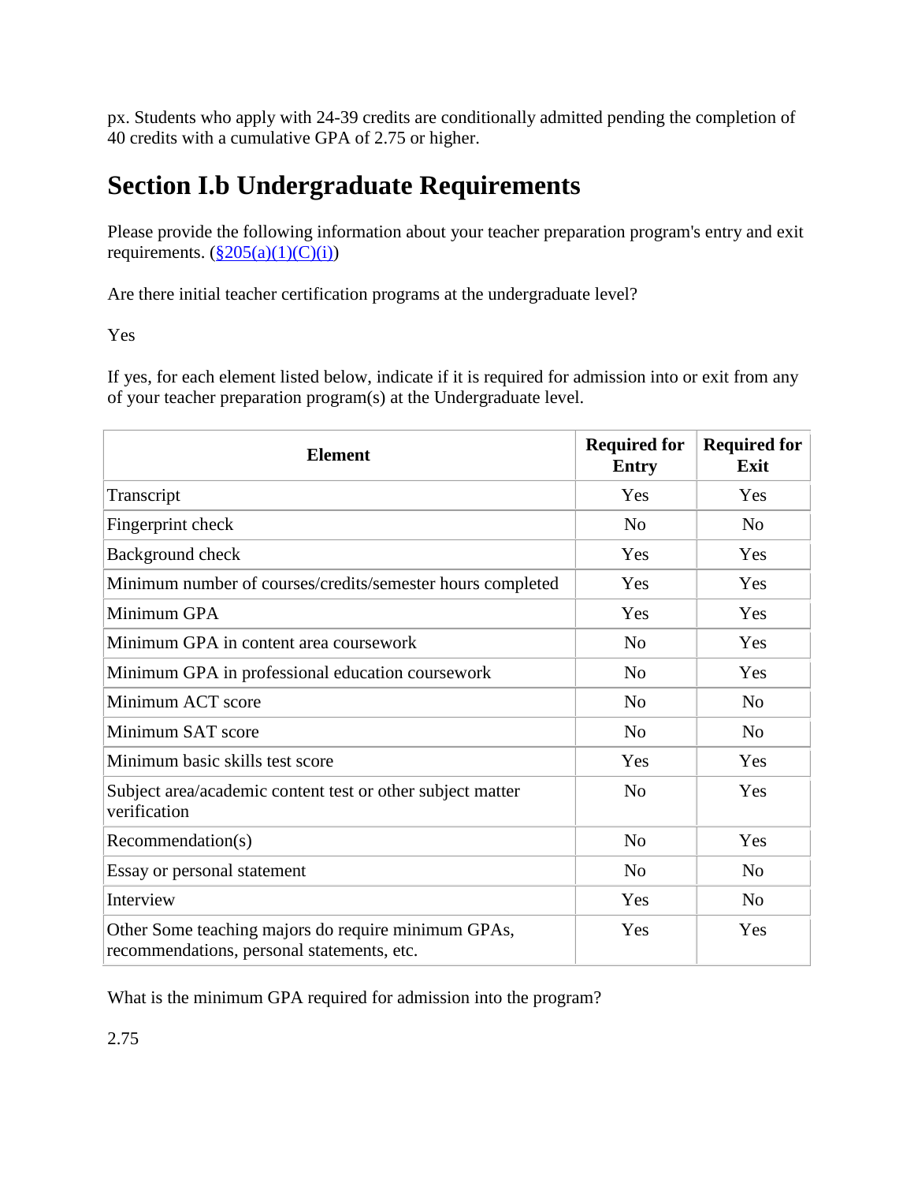px. Students who apply with 24-39 credits are conditionally admitted pending the completion of 40 credits with a cumulative GPA of 2.75 or higher.

## Section I.b Undergraduate Requirements

Please provide the following information about your teacher preparation program's entry and exit requirements. (§205(a)(1)(C)(i))

Are there initial teacher certification programs at the undergraduate level?

Yes

If yes, for each element listed below, indicate if it is required for admission into or exit from any of your teacher preparation program(s) at the Undergraduate level.

| Element | Required for Entry | Required for Exit |
|---|---|---|
| Transcript | Yes | Yes |
| Fingerprint check | No | No |
| Background check | Yes | Yes |
| Minimum number of courses/credits/semester hours completed | Yes | Yes |
| Minimum GPA | Yes | Yes |
| Minimum GPA in content area coursework | No | Yes |
| Minimum GPA in professional education coursework | No | Yes |
| Minimum ACT score | No | No |
| Minimum SAT score | No | No |
| Minimum basic skills test score | Yes | Yes |
| Subject area/academic content test or other subject matter verification | No | Yes |
| Recommendation(s) | No | Yes |
| Essay or personal statement | No | No |
| Interview | Yes | No |
| Other Some teaching majors do require minimum GPAs, recommendations, personal statements, etc. | Yes | Yes |

What is the minimum GPA required for admission into the program?

2.75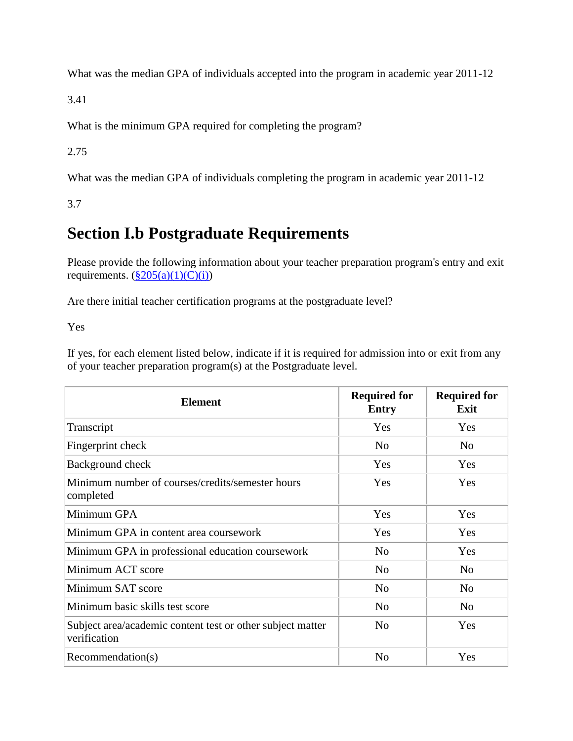What was the median GPA of individuals accepted into the program in academic year 2011-12

3.41

What is the minimum GPA required for completing the program?

2.75

What was the median GPA of individuals completing the program in academic year 2011-12

3.7

# Section I.b Postgraduate Requirements

Please provide the following information about your teacher preparation program's entry and exit requirements. ([§205(a)(1)(C)(i)](#))

Are there initial teacher certification programs at the postgraduate level?

Yes

If yes, for each element listed below, indicate if it is required for admission into or exit from any of your teacher preparation program(s) at the Postgraduate level.

| Element | Required for Entry | Required for Exit |
| --- | --- | --- |
| Transcript | Yes | Yes |
| Fingerprint check | No | No |
| Background check | Yes | Yes |
| Minimum number of courses/credits/semester hours completed | Yes | Yes |
| Minimum GPA | Yes | Yes |
| Minimum GPA in content area coursework | Yes | Yes |
| Minimum GPA in professional education coursework | No | Yes |
| Minimum ACT score | No | No |
| Minimum SAT score | No | No |
| Minimum basic skills test score | No | No |
| Subject area/academic content test or other subject matter verification | No | Yes |
| Recommendation(s) | No | Yes |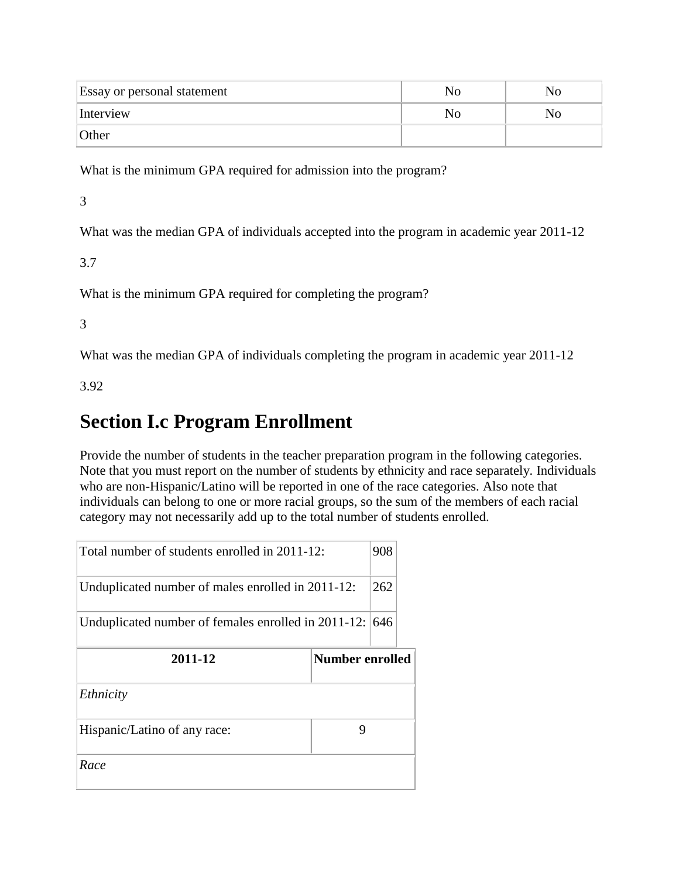| Essay or personal statement | No | No |
| --- | --- | --- |
| Interview | No | No |
| Other | | |

What is the minimum GPA required for admission into the program?

3

What was the median GPA of individuals accepted into the program in academic year 2011-12

3.7

What is the minimum GPA required for completing the program?

3

What was the median GPA of individuals completing the program in academic year 2011-12

3.92

## Section I.c Program Enrollment

Provide the number of students in the teacher preparation program in the following categories. Note that you must report on the number of students by ethnicity and race separately. Individuals who are non-Hispanic/Latino will be reported in one of the race categories. Also note that individuals can belong to one or more racial groups, so the sum of the members of each racial category may not necessarily add up to the total number of students enrolled.

| Total number of students enrolled in 2011-12: | 908 |
| --- | --- |
| Unduplicated number of males enrolled in 2011-12: | 262 |
| Unduplicated number of females enrolled in 2011-12: | 646 |

| 2011-12 | Number enrolled |
| --- | --- |
| *Ethnicity* | |
| Hispanic/Latino of any race: | 9 |
| *Race* | |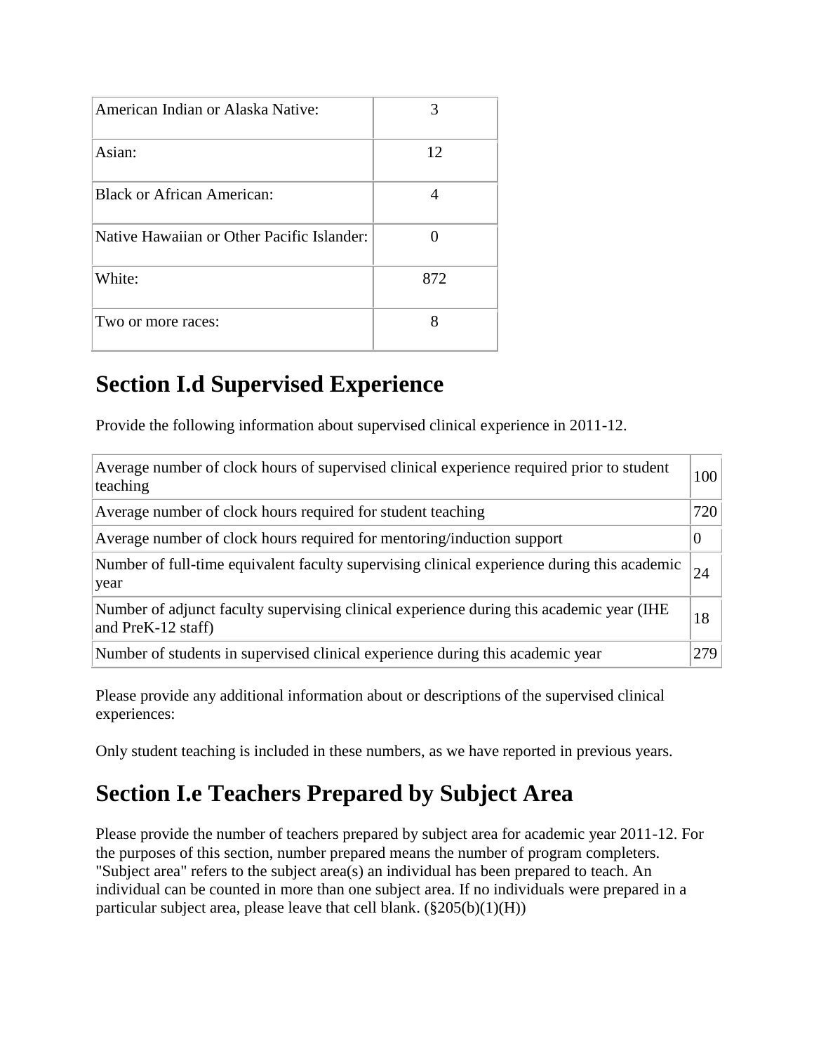| | |
|---|---|
| American Indian or Alaska Native: | 3 |
| Asian: | 12 |
| Black or African American: | 4 |
| Native Hawaiian or Other Pacific Islander: | 0 |
| White: | 872 |
| Two or more races: | 8 |

## Section I.d Supervised Experience

Provide the following information about supervised clinical experience in 2011-12.

| | |
|---|---|
| Average number of clock hours of supervised clinical experience required prior to student teaching | 100 |
| Average number of clock hours required for student teaching | 720 |
| Average number of clock hours required for mentoring/induction support | 0 |
| Number of full-time equivalent faculty supervising clinical experience during this academic year | 24 |
| Number of adjunct faculty supervising clinical experience during this academic year (IHE and PreK-12 staff) | 18 |
| Number of students in supervised clinical experience during this academic year | 279 |

Please provide any additional information about or descriptions of the supervised clinical experiences:

Only student teaching is included in these numbers, as we have reported in previous years.

## Section I.e Teachers Prepared by Subject Area

Please provide the number of teachers prepared by subject area for academic year 2011-12. For the purposes of this section, number prepared means the number of program completers. "Subject area" refers to the subject area(s) an individual has been prepared to teach. An individual can be counted in more than one subject area. If no individuals were prepared in a particular subject area, please leave that cell blank. (§205(b)(1)(H))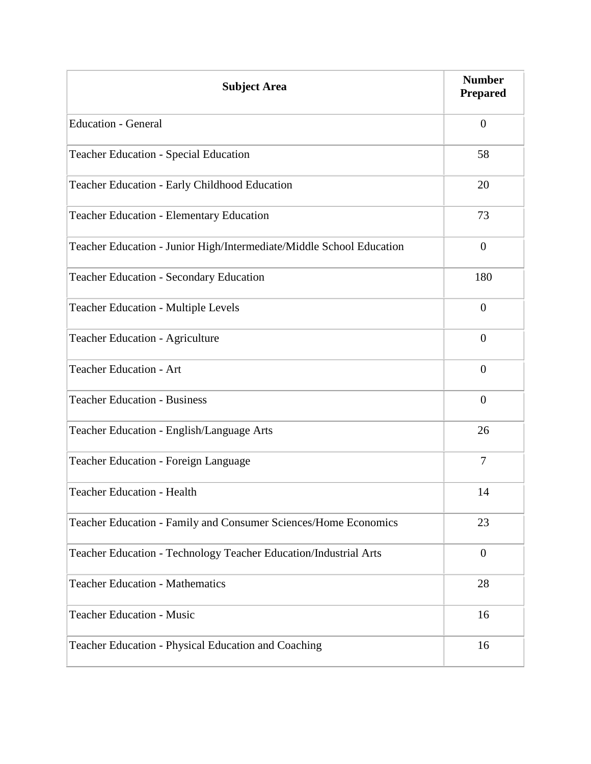| Subject Area | Number Prepared |
| --- | --- |
| Education - General | 0 |
| Teacher Education - Special Education | 58 |
| Teacher Education - Early Childhood Education | 20 |
| Teacher Education - Elementary Education | 73 |
| Teacher Education - Junior High/Intermediate/Middle School Education | 0 |
| Teacher Education - Secondary Education | 180 |
| Teacher Education - Multiple Levels | 0 |
| Teacher Education - Agriculture | 0 |
| Teacher Education - Art | 0 |
| Teacher Education - Business | 0 |
| Teacher Education - English/Language Arts | 26 |
| Teacher Education - Foreign Language | 7 |
| Teacher Education - Health | 14 |
| Teacher Education - Family and Consumer Sciences/Home Economics | 23 |
| Teacher Education - Technology Teacher Education/Industrial Arts | 0 |
| Teacher Education - Mathematics | 28 |
| Teacher Education - Music | 16 |
| Teacher Education - Physical Education and Coaching | 16 |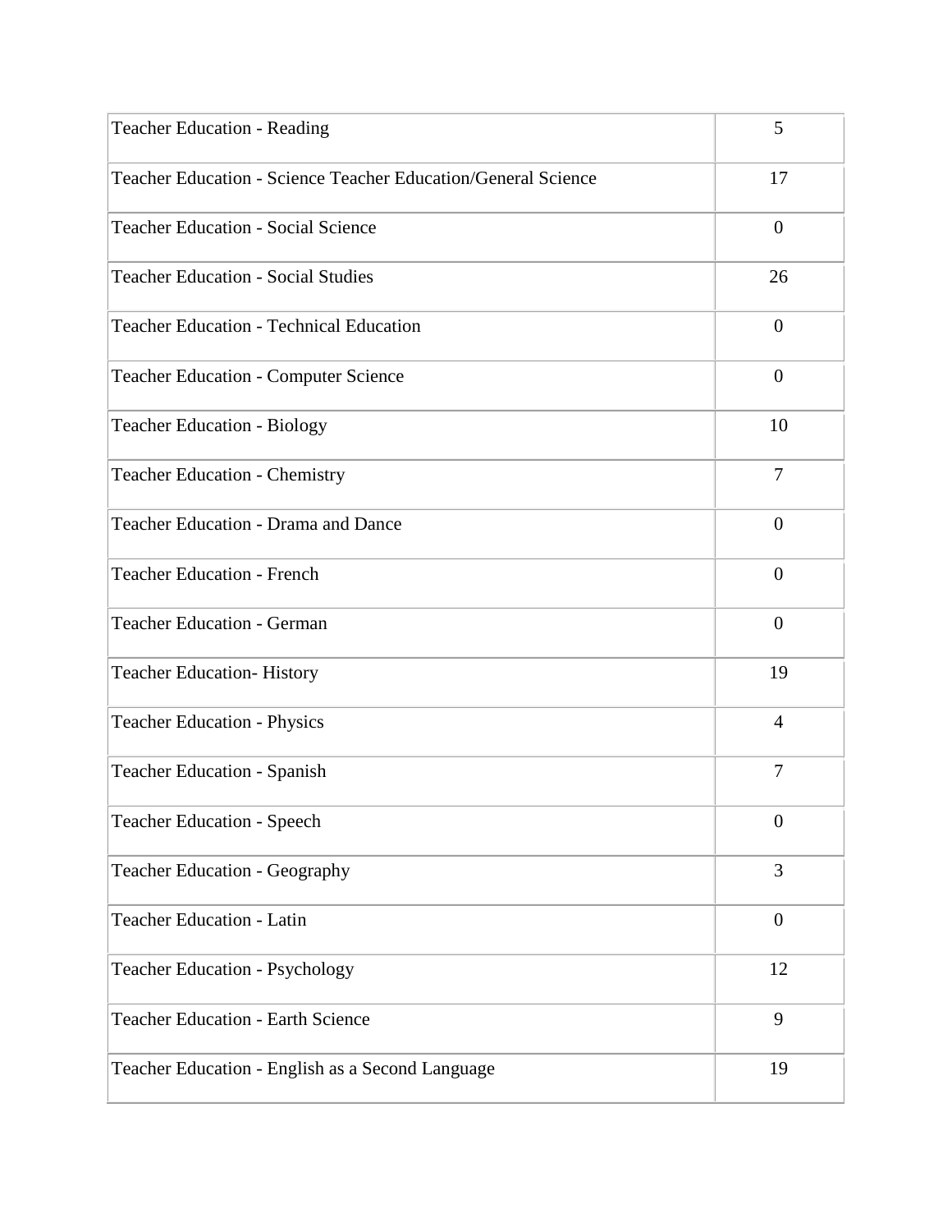| | |
|---|---|
| Teacher Education - Reading | 5 |
| Teacher Education - Science Teacher Education/General Science | 17 |
| Teacher Education - Social Science | 0 |
| Teacher Education - Social Studies | 26 |
| Teacher Education - Technical Education | 0 |
| Teacher Education - Computer Science | 0 |
| Teacher Education - Biology | 10 |
| Teacher Education - Chemistry | 7 |
| Teacher Education - Drama and Dance | 0 |
| Teacher Education - French | 0 |
| Teacher Education - German | 0 |
| Teacher Education- History | 19 |
| Teacher Education - Physics | 4 |
| Teacher Education - Spanish | 7 |
| Teacher Education - Speech | 0 |
| Teacher Education - Geography | 3 |
| Teacher Education - Latin | 0 |
| Teacher Education - Psychology | 12 |
| Teacher Education - Earth Science | 9 |
| Teacher Education - English as a Second Language | 19 |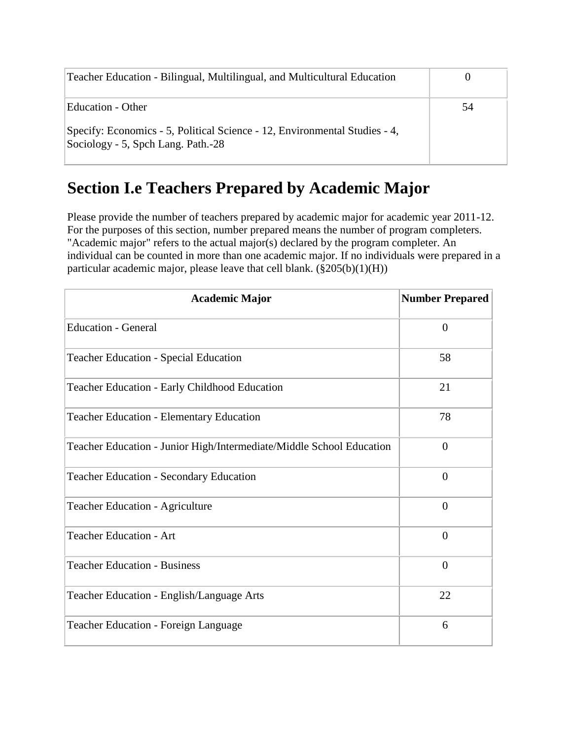| | |
|---|---|
| Teacher Education - Bilingual, Multilingual, and Multicultural Education | 0 |
| Education - Other<br><br>Specify: Economics - 5, Political Science - 12, Environmental Studies - 4, Sociology - 5, Spch Lang. Path.-28 | 54 |

## Section I.e Teachers Prepared by Academic Major

Please provide the number of teachers prepared by academic major for academic year 2011-12. For the purposes of this section, number prepared means the number of program completers. "Academic major" refers to the actual major(s) declared by the program completer. An individual can be counted in more than one academic major. If no individuals were prepared in a particular academic major, please leave that cell blank. (§205(b)(1)(H))

| Academic Major | Number Prepared |
|---|---|
| Education - General | 0 |
| Teacher Education - Special Education | 58 |
| Teacher Education - Early Childhood Education | 21 |
| Teacher Education - Elementary Education | 78 |
| Teacher Education - Junior High/Intermediate/Middle School Education | 0 |
| Teacher Education - Secondary Education | 0 |
| Teacher Education - Agriculture | 0 |
| Teacher Education - Art | 0 |
| Teacher Education - Business | 0 |
| Teacher Education - English/Language Arts | 22 |
| Teacher Education - Foreign Language | 6 |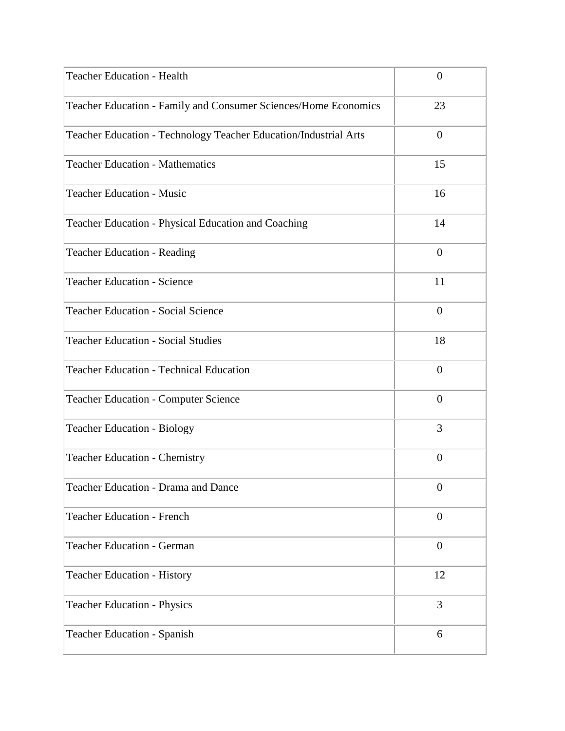| Teacher Education - Health | 0 |
|---|---|
| Teacher Education - Family and Consumer Sciences/Home Economics | 23 |
| Teacher Education - Technology Teacher Education/Industrial Arts | 0 |
| Teacher Education - Mathematics | 15 |
| Teacher Education - Music | 16 |
| Teacher Education - Physical Education and Coaching | 14 |
| Teacher Education - Reading | 0 |
| Teacher Education - Science | 11 |
| Teacher Education - Social Science | 0 |
| Teacher Education - Social Studies | 18 |
| Teacher Education - Technical Education | 0 |
| Teacher Education - Computer Science | 0 |
| Teacher Education - Biology | 3 |
| Teacher Education - Chemistry | 0 |
| Teacher Education - Drama and Dance | 0 |
| Teacher Education - French | 0 |
| Teacher Education - German | 0 |
| Teacher Education - History | 12 |
| Teacher Education - Physics | 3 |
| Teacher Education - Spanish | 6 |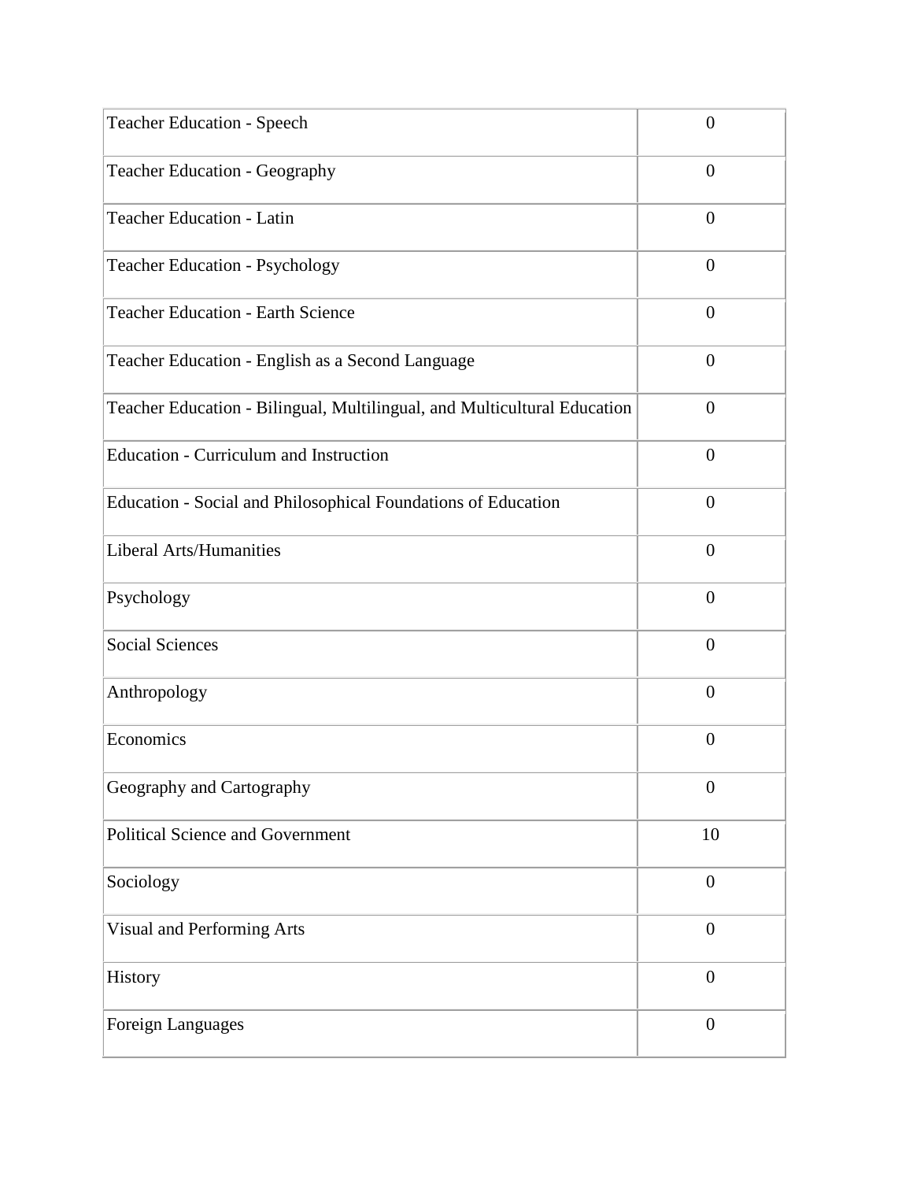| Teacher Education - Speech | 0 |
| --- | --- |
| Teacher Education - Geography | 0 |
| Teacher Education - Latin | 0 |
| Teacher Education - Psychology | 0 |
| Teacher Education - Earth Science | 0 |
| Teacher Education - English as a Second Language | 0 |
| Teacher Education - Bilingual, Multilingual, and Multicultural Education | 0 |
| Education - Curriculum and Instruction | 0 |
| Education - Social and Philosophical Foundations of Education | 0 |
| Liberal Arts/Humanities | 0 |
| Psychology | 0 |
| Social Sciences | 0 |
| Anthropology | 0 |
| Economics | 0 |
| Geography and Cartography | 0 |
| Political Science and Government | 10 |
| Sociology | 0 |
| Visual and Performing Arts | 0 |
| History | 0 |
| Foreign Languages | 0 |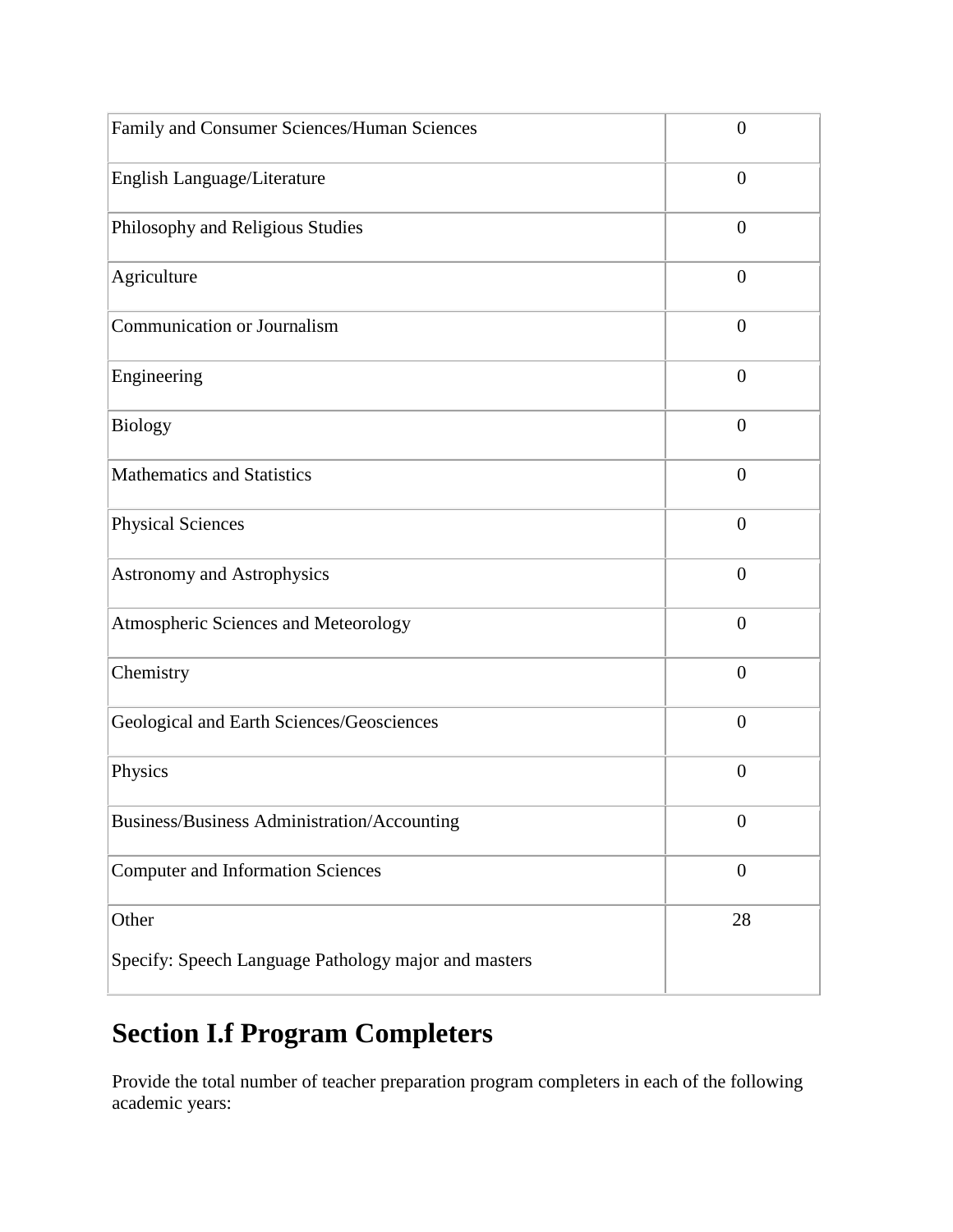| | |
|---|---|
| Family and Consumer Sciences/Human Sciences | 0 |
| English Language/Literature | 0 |
| Philosophy and Religious Studies | 0 |
| Agriculture | 0 |
| Communication or Journalism | 0 |
| Engineering | 0 |
| Biology | 0 |
| Mathematics and Statistics | 0 |
| Physical Sciences | 0 |
| Astronomy and Astrophysics | 0 |
| Atmospheric Sciences and Meteorology | 0 |
| Chemistry | 0 |
| Geological and Earth Sciences/Geosciences | 0 |
| Physics | 0 |
| Business/Business Administration/Accounting | 0 |
| Computer and Information Sciences | 0 |
| Other<br><br>Specify: Speech Language Pathology major and masters | 28 |

## Section I.f Program Completers

Provide the total number of teacher preparation program completers in each of the following academic years: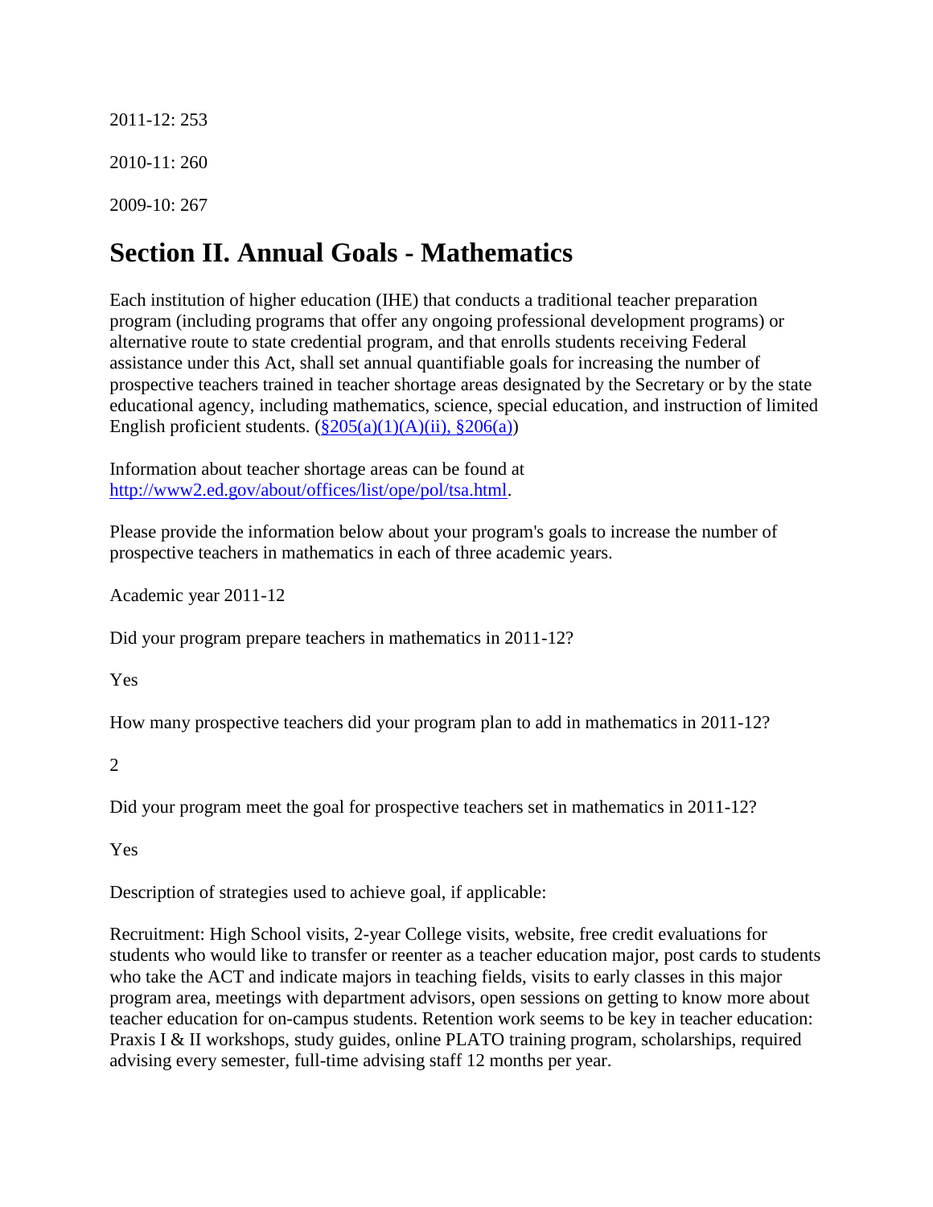2011-12: 253

2010-11: 260

2009-10: 267

## Section II. Annual Goals - Mathematics

Each institution of higher education (IHE) that conducts a traditional teacher preparation program (including programs that offer any ongoing professional development programs) or alternative route to state credential program, and that enrolls students receiving Federal assistance under this Act, shall set annual quantifiable goals for increasing the number of prospective teachers trained in teacher shortage areas designated by the Secretary or by the state educational agency, including mathematics, science, special education, and instruction of limited English proficient students. ([§205(a)(1)(A)(ii), §206(a)](#))

Information about teacher shortage areas can be found at [http://www2.ed.gov/about/offices/list/ope/pol/tsa.html](http://www2.ed.gov/about/offices/list/ope/pol/tsa.html).

Please provide the information below about your program's goals to increase the number of prospective teachers in mathematics in each of three academic years.

Academic year 2011-12

Did your program prepare teachers in mathematics in 2011-12?

Yes

How many prospective teachers did your program plan to add in mathematics in 2011-12?

2

Did your program meet the goal for prospective teachers set in mathematics in 2011-12?

Yes

Description of strategies used to achieve goal, if applicable:

Recruitment: High School visits, 2-year College visits, website, free credit evaluations for students who would like to transfer or reenter as a teacher education major, post cards to students who take the ACT and indicate majors in teaching fields, visits to early classes in this major program area, meetings with department advisors, open sessions on getting to know more about teacher education for on-campus students. Retention work seems to be key in teacher education: Praxis I & II workshops, study guides, online PLATO training program, scholarships, required advising every semester, full-time advising staff 12 months per year.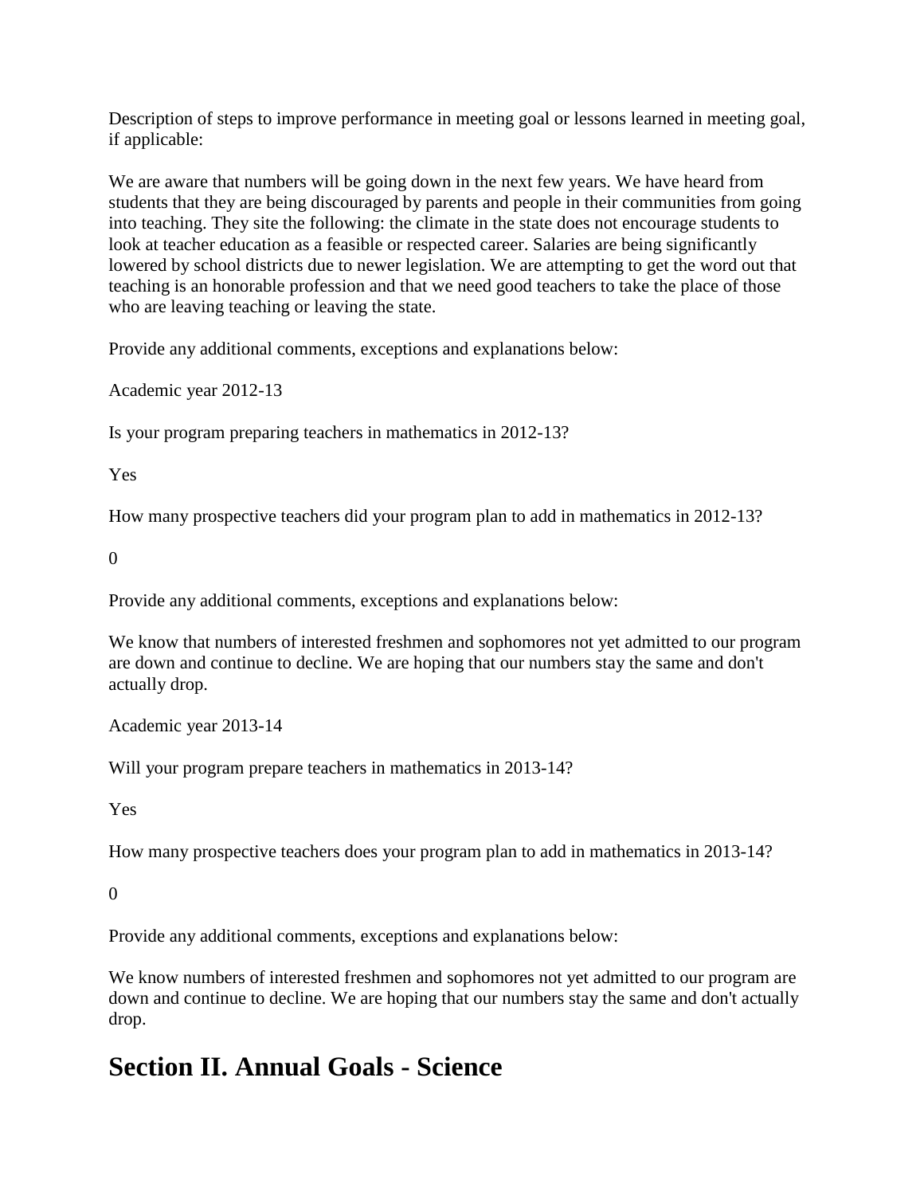Description of steps to improve performance in meeting goal or lessons learned in meeting goal, if applicable:

We are aware that numbers will be going down in the next few years. We have heard from students that they are being discouraged by parents and people in their communities from going into teaching. They site the following: the climate in the state does not encourage students to look at teacher education as a feasible or respected career. Salaries are being significantly lowered by school districts due to newer legislation. We are attempting to get the word out that teaching is an honorable profession and that we need good teachers to take the place of those who are leaving teaching or leaving the state.

Provide any additional comments, exceptions and explanations below:

Academic year 2012-13

Is your program preparing teachers in mathematics in 2012-13?

Yes

How many prospective teachers did your program plan to add in mathematics in 2012-13?

0

Provide any additional comments, exceptions and explanations below:

We know that numbers of interested freshmen and sophomores not yet admitted to our program are down and continue to decline. We are hoping that our numbers stay the same and don't actually drop.

Academic year 2013-14

Will your program prepare teachers in mathematics in 2013-14?

Yes

How many prospective teachers does your program plan to add in mathematics in 2013-14?

0

Provide any additional comments, exceptions and explanations below:

We know numbers of interested freshmen and sophomores not yet admitted to our program are down and continue to decline. We are hoping that our numbers stay the same and don't actually drop.

## Section II. Annual Goals - Science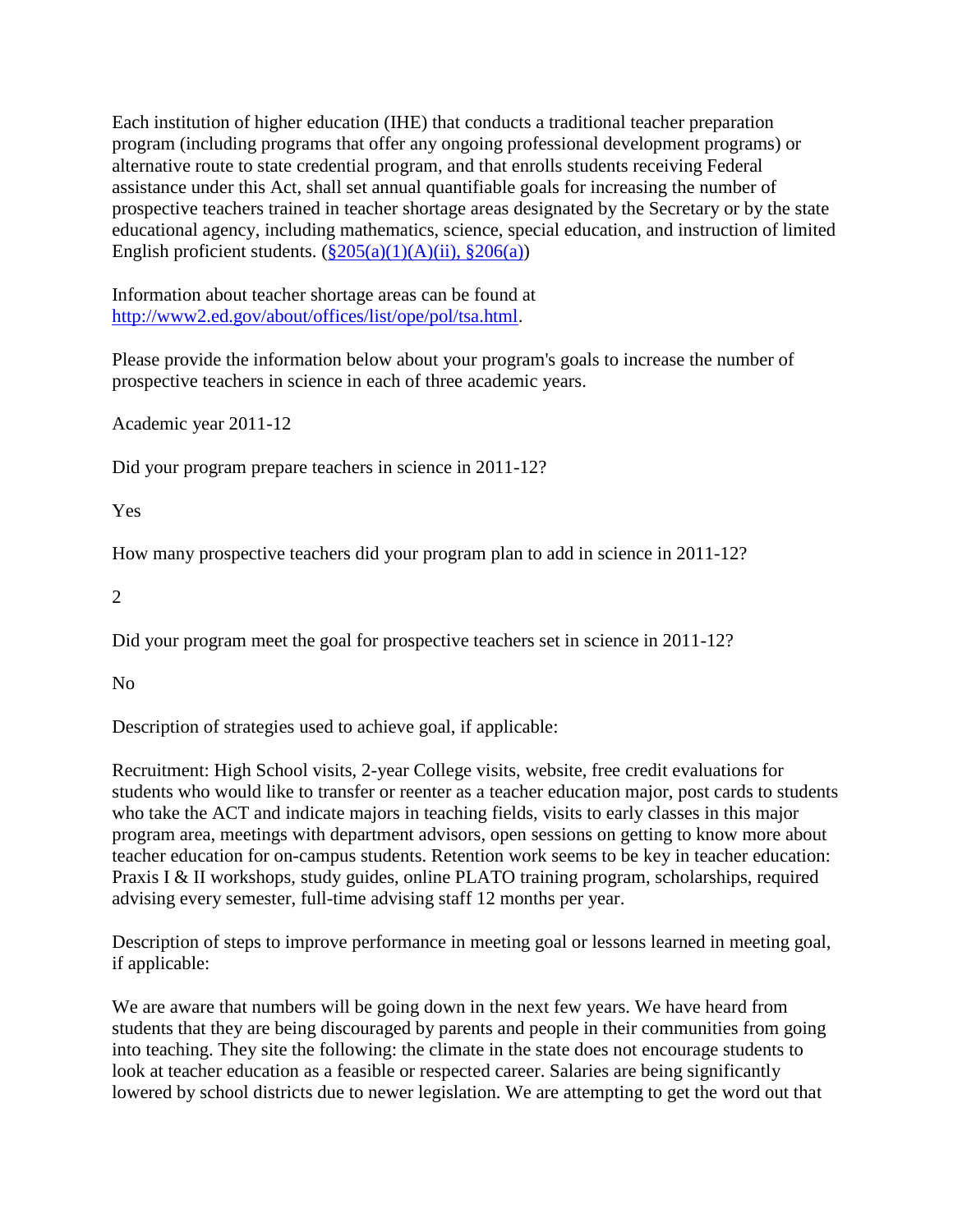Each institution of higher education (IHE) that conducts a traditional teacher preparation program (including programs that offer any ongoing professional development programs) or alternative route to state credential program, and that enrolls students receiving Federal assistance under this Act, shall set annual quantifiable goals for increasing the number of prospective teachers trained in teacher shortage areas designated by the Secretary or by the state educational agency, including mathematics, science, special education, and instruction of limited English proficient students. ([§205(a)(1)(A)(ii), §206(a)](#))

Information about teacher shortage areas can be found at [http://www2.ed.gov/about/offices/list/ope/pol/tsa.html](http://www2.ed.gov/about/offices/list/ope/pol/tsa.html).

Please provide the information below about your program's goals to increase the number of prospective teachers in science in each of three academic years.

Academic year 2011-12

Did your program prepare teachers in science in 2011-12?

Yes

How many prospective teachers did your program plan to add in science in 2011-12?

2

Did your program meet the goal for prospective teachers set in science in 2011-12?

No

Description of strategies used to achieve goal, if applicable:

Recruitment: High School visits, 2-year College visits, website, free credit evaluations for students who would like to transfer or reenter as a teacher education major, post cards to students who take the ACT and indicate majors in teaching fields, visits to early classes in this major program area, meetings with department advisors, open sessions on getting to know more about teacher education for on-campus students. Retention work seems to be key in teacher education: Praxis I & II workshops, study guides, online PLATO training program, scholarships, required advising every semester, full-time advising staff 12 months per year.

Description of steps to improve performance in meeting goal or lessons learned in meeting goal, if applicable:

We are aware that numbers will be going down in the next few years. We have heard from students that they are being discouraged by parents and people in their communities from going into teaching. They site the following: the climate in the state does not encourage students to look at teacher education as a feasible or respected career. Salaries are being significantly lowered by school districts due to newer legislation. We are attempting to get the word out that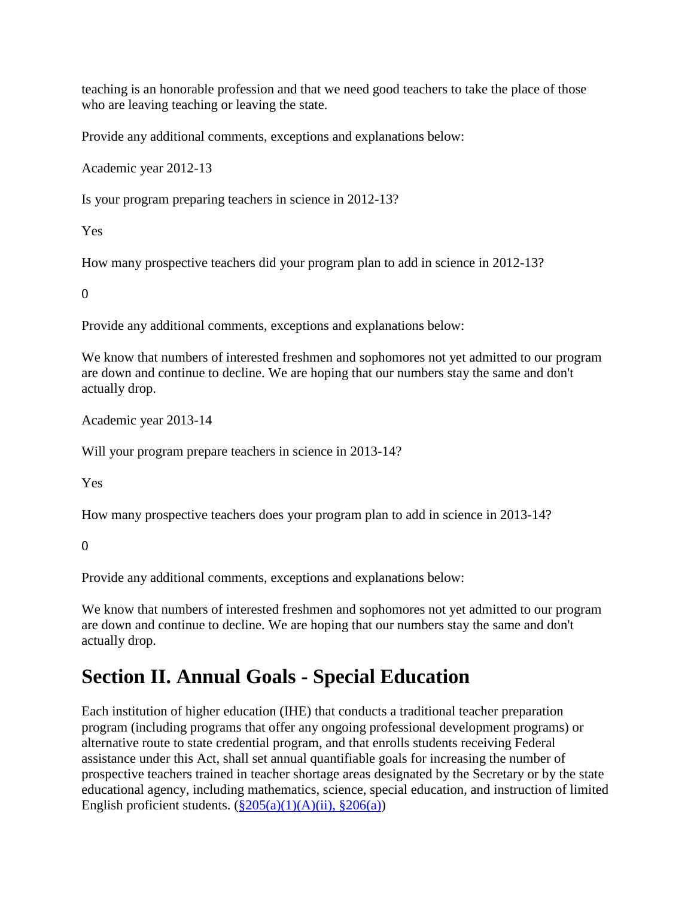teaching is an honorable profession and that we need good teachers to take the place of those who are leaving teaching or leaving the state.

Provide any additional comments, exceptions and explanations below:

Academic year 2012-13

Is your program preparing teachers in science in 2012-13?

Yes

How many prospective teachers did your program plan to add in science in 2012-13?

0

Provide any additional comments, exceptions and explanations below:

We know that numbers of interested freshmen and sophomores not yet admitted to our program are down and continue to decline. We are hoping that our numbers stay the same and don't actually drop.

Academic year 2013-14

Will your program prepare teachers in science in 2013-14?

Yes

How many prospective teachers does your program plan to add in science in 2013-14?

0

Provide any additional comments, exceptions and explanations below:

We know that numbers of interested freshmen and sophomores not yet admitted to our program are down and continue to decline. We are hoping that our numbers stay the same and don't actually drop.

## Section II. Annual Goals - Special Education

Each institution of higher education (IHE) that conducts a traditional teacher preparation program (including programs that offer any ongoing professional development programs) or alternative route to state credential program, and that enrolls students receiving Federal assistance under this Act, shall set annual quantifiable goals for increasing the number of prospective teachers trained in teacher shortage areas designated by the Secretary or by the state educational agency, including mathematics, science, special education, and instruction of limited English proficient students. (§205(a)(1)(A)(ii), §206(a))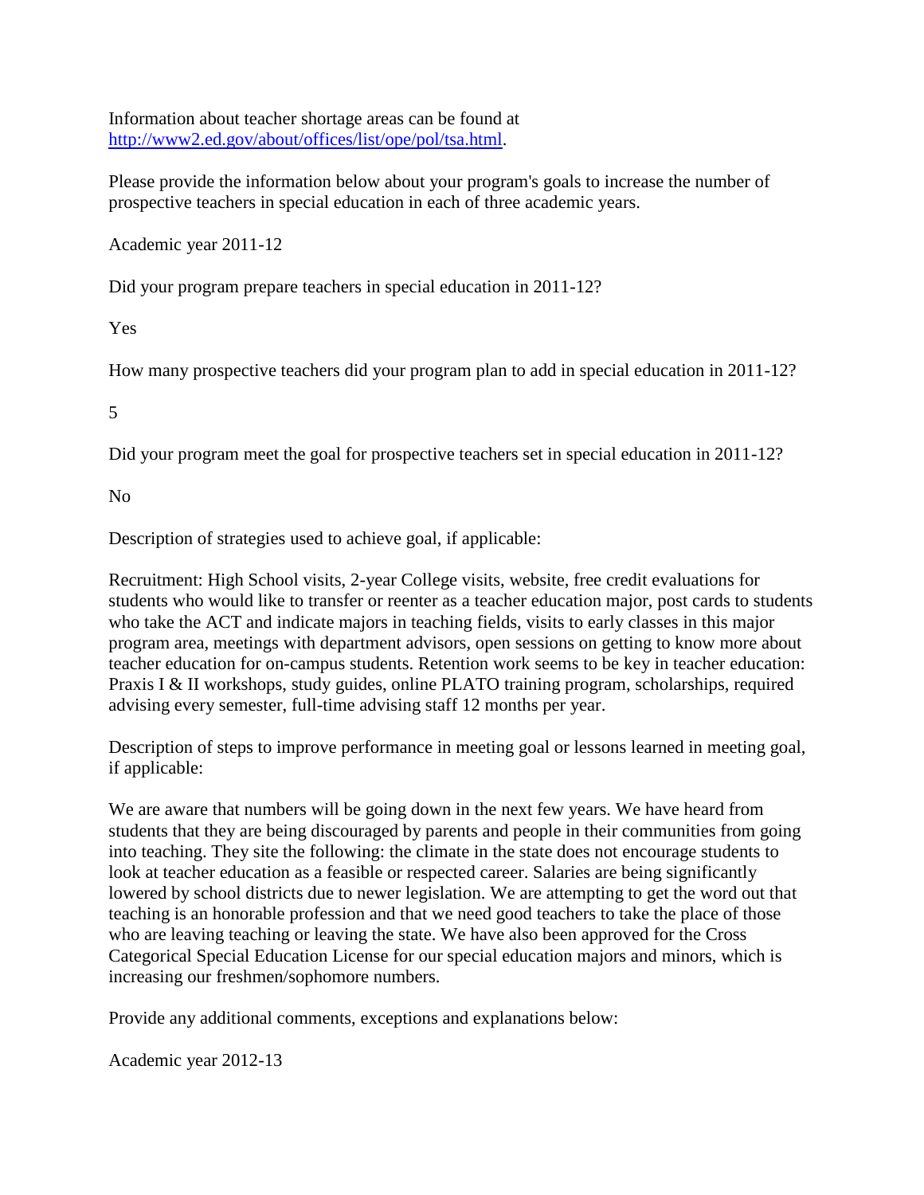Information about teacher shortage areas can be found at http://www2.ed.gov/about/offices/list/ope/pol/tsa.html.

Please provide the information below about your program's goals to increase the number of prospective teachers in special education in each of three academic years.

Academic year 2011-12

Did your program prepare teachers in special education in 2011-12?

Yes

How many prospective teachers did your program plan to add in special education in 2011-12?

5

Did your program meet the goal for prospective teachers set in special education in 2011-12?

No

Description of strategies used to achieve goal, if applicable:

Recruitment: High School visits, 2-year College visits, website, free credit evaluations for students who would like to transfer or reenter as a teacher education major, post cards to students who take the ACT and indicate majors in teaching fields, visits to early classes in this major program area, meetings with department advisors, open sessions on getting to know more about teacher education for on-campus students. Retention work seems to be key in teacher education: Praxis I & II workshops, study guides, online PLATO training program, scholarships, required advising every semester, full-time advising staff 12 months per year.

Description of steps to improve performance in meeting goal or lessons learned in meeting goal, if applicable:

We are aware that numbers will be going down in the next few years. We have heard from students that they are being discouraged by parents and people in their communities from going into teaching. They site the following: the climate in the state does not encourage students to look at teacher education as a feasible or respected career. Salaries are being significantly lowered by school districts due to newer legislation. We are attempting to get the word out that teaching is an honorable profession and that we need good teachers to take the place of those who are leaving teaching or leaving the state. We have also been approved for the Cross Categorical Special Education License for our special education majors and minors, which is increasing our freshmen/sophomore numbers.

Provide any additional comments, exceptions and explanations below:

Academic year 2012-13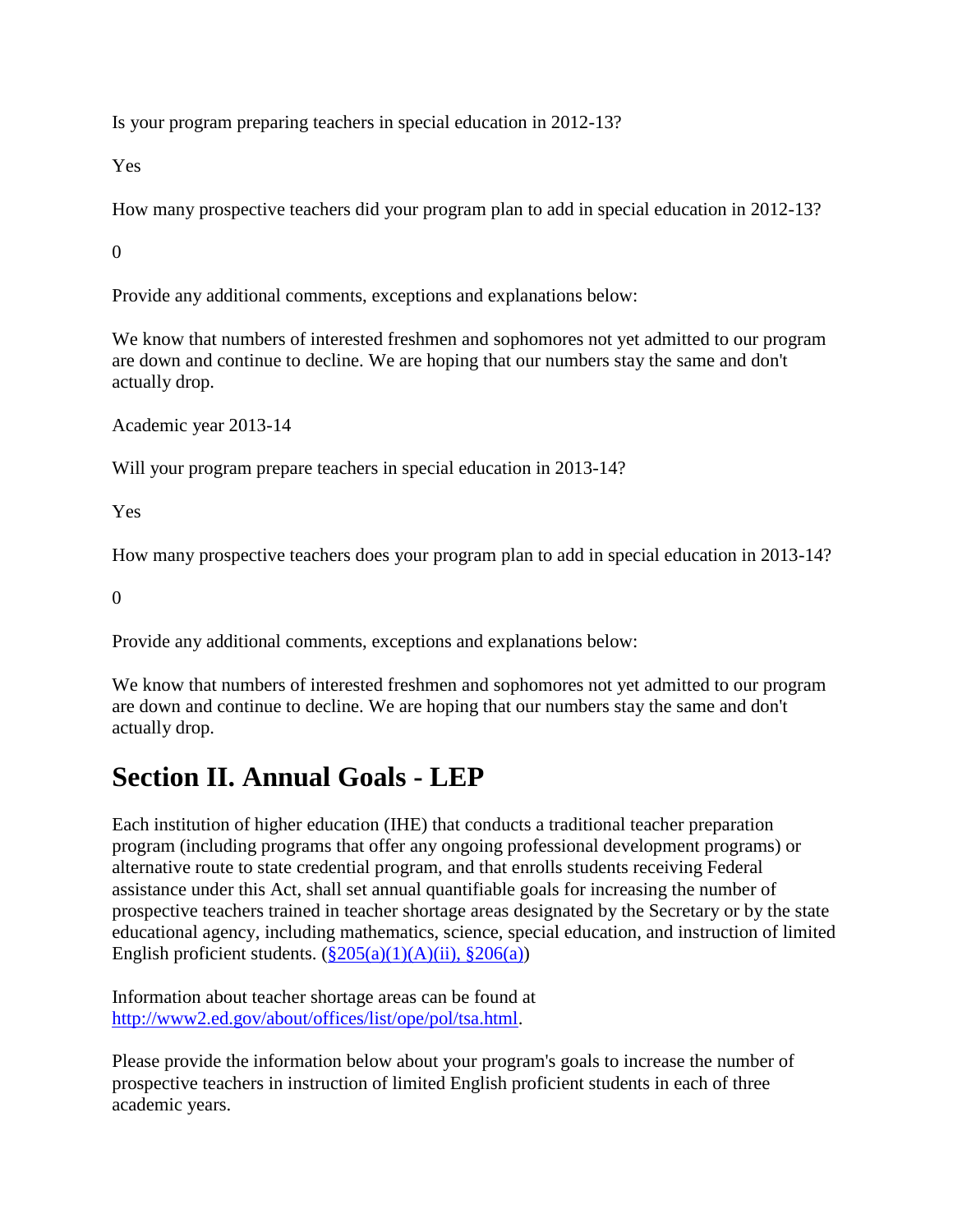Is your program preparing teachers in special education in 2012-13?

Yes

How many prospective teachers did your program plan to add in special education in 2012-13?

0

Provide any additional comments, exceptions and explanations below:

We know that numbers of interested freshmen and sophomores not yet admitted to our program are down and continue to decline. We are hoping that our numbers stay the same and don't actually drop.

Academic year 2013-14

Will your program prepare teachers in special education in 2013-14?

Yes

How many prospective teachers does your program plan to add in special education in 2013-14?

0

Provide any additional comments, exceptions and explanations below:

We know that numbers of interested freshmen and sophomores not yet admitted to our program are down and continue to decline. We are hoping that our numbers stay the same and don't actually drop.

## Section II. Annual Goals - LEP

Each institution of higher education (IHE) that conducts a traditional teacher preparation program (including programs that offer any ongoing professional development programs) or alternative route to state credential program, and that enrolls students receiving Federal assistance under this Act, shall set annual quantifiable goals for increasing the number of prospective teachers trained in teacher shortage areas designated by the Secretary or by the state educational agency, including mathematics, science, special education, and instruction of limited English proficient students. ([§205(a)(1)(A)(ii), §206(a)](#))

Information about teacher shortage areas can be found at [http://www2.ed.gov/about/offices/list/ope/pol/tsa.html](http://www2.ed.gov/about/offices/list/ope/pol/tsa.html).

Please provide the information below about your program's goals to increase the number of prospective teachers in instruction of limited English proficient students in each of three academic years.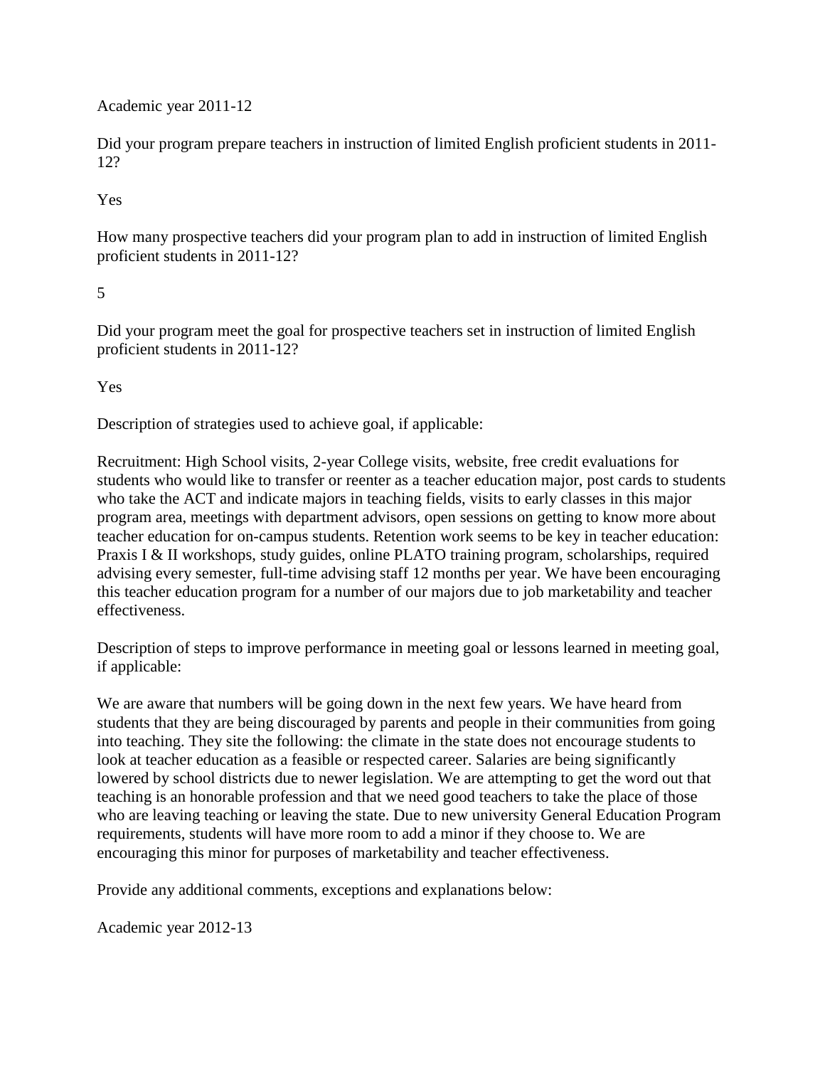Academic year 2011-12

Did your program prepare teachers in instruction of limited English proficient students in 2011-12?

Yes

How many prospective teachers did your program plan to add in instruction of limited English proficient students in 2011-12?

5

Did your program meet the goal for prospective teachers set in instruction of limited English proficient students in 2011-12?

Yes

Description of strategies used to achieve goal, if applicable:

Recruitment: High School visits, 2-year College visits, website, free credit evaluations for students who would like to transfer or reenter as a teacher education major, post cards to students who take the ACT and indicate majors in teaching fields, visits to early classes in this major program area, meetings with department advisors, open sessions on getting to know more about teacher education for on-campus students. Retention work seems to be key in teacher education: Praxis I & II workshops, study guides, online PLATO training program, scholarships, required advising every semester, full-time advising staff 12 months per year. We have been encouraging this teacher education program for a number of our majors due to job marketability and teacher effectiveness.

Description of steps to improve performance in meeting goal or lessons learned in meeting goal, if applicable:

We are aware that numbers will be going down in the next few years. We have heard from students that they are being discouraged by parents and people in their communities from going into teaching. They site the following: the climate in the state does not encourage students to look at teacher education as a feasible or respected career. Salaries are being significantly lowered by school districts due to newer legislation. We are attempting to get the word out that teaching is an honorable profession and that we need good teachers to take the place of those who are leaving teaching or leaving the state. Due to new university General Education Program requirements, students will have more room to add a minor if they choose to. We are encouraging this minor for purposes of marketability and teacher effectiveness.

Provide any additional comments, exceptions and explanations below:

Academic year 2012-13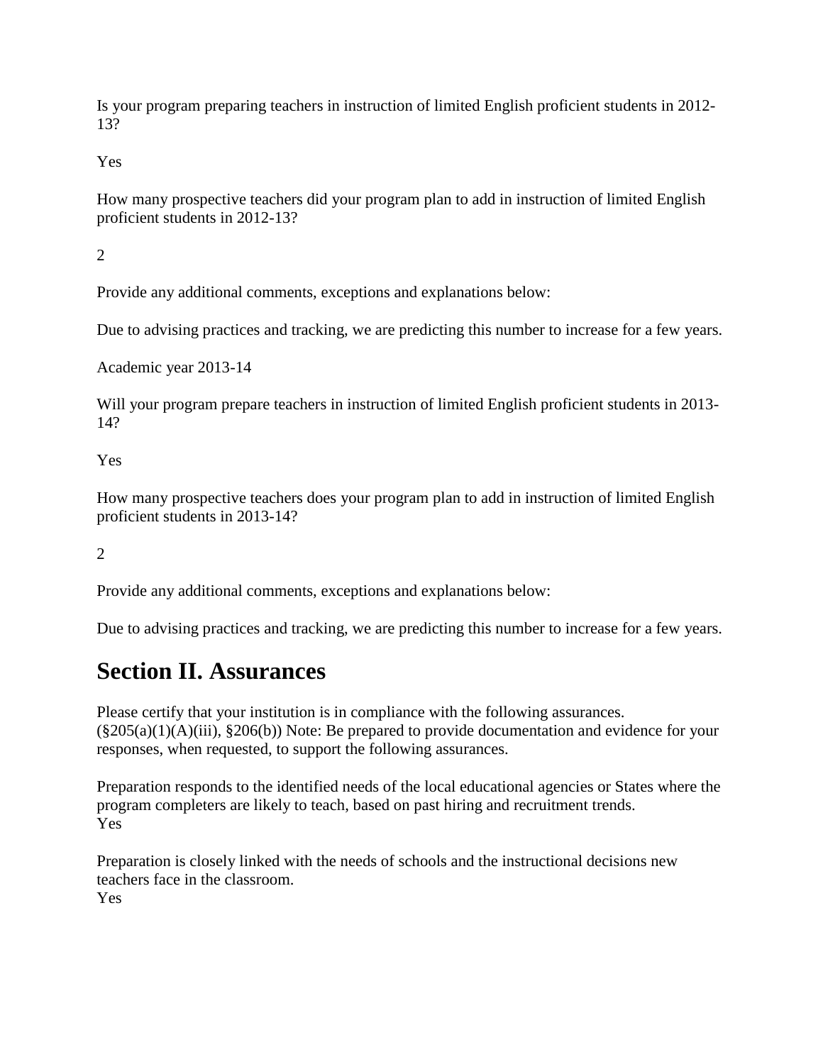Is your program preparing teachers in instruction of limited English proficient students in 2012-13?

Yes

How many prospective teachers did your program plan to add in instruction of limited English proficient students in 2012-13?

2

Provide any additional comments, exceptions and explanations below:

Due to advising practices and tracking, we are predicting this number to increase for a few years.

Academic year 2013-14

Will your program prepare teachers in instruction of limited English proficient students in 2013-14?

Yes

How many prospective teachers does your program plan to add in instruction of limited English proficient students in 2013-14?

2

Provide any additional comments, exceptions and explanations below:

Due to advising practices and tracking, we are predicting this number to increase for a few years.

# Section II. Assurances

Please certify that your institution is in compliance with the following assurances. (§205(a)(1)(A)(iii), §206(b)) Note: Be prepared to provide documentation and evidence for your responses, when requested, to support the following assurances.

Preparation responds to the identified needs of the local educational agencies or States where the program completers are likely to teach, based on past hiring and recruitment trends.
Yes

Preparation is closely linked with the needs of schools and the instructional decisions new teachers face in the classroom.
Yes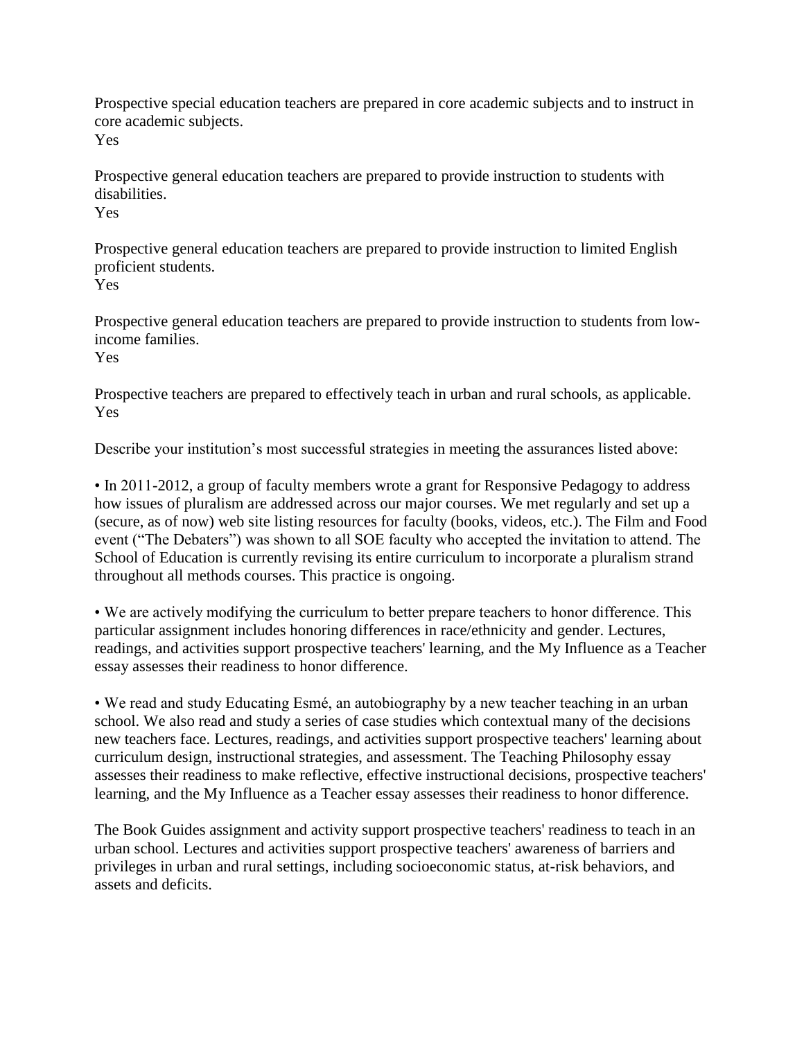Prospective special education teachers are prepared in core academic subjects and to instruct in core academic subjects.
Yes

Prospective general education teachers are prepared to provide instruction to students with disabilities.
Yes

Prospective general education teachers are prepared to provide instruction to limited English proficient students.
Yes

Prospective general education teachers are prepared to provide instruction to students from low-income families.
Yes

Prospective teachers are prepared to effectively teach in urban and rural schools, as applicable.
Yes

Describe your institution's most successful strategies in meeting the assurances listed above:

• In 2011-2012, a group of faculty members wrote a grant for Responsive Pedagogy to address how issues of pluralism are addressed across our major courses. We met regularly and set up a (secure, as of now) web site listing resources for faculty (books, videos, etc.). The Film and Food event ("The Debaters") was shown to all SOE faculty who accepted the invitation to attend. The School of Education is currently revising its entire curriculum to incorporate a pluralism strand throughout all methods courses. This practice is ongoing.

• We are actively modifying the curriculum to better prepare teachers to honor difference. This particular assignment includes honoring differences in race/ethnicity and gender. Lectures, readings, and activities support prospective teachers' learning, and the My Influence as a Teacher essay assesses their readiness to honor difference.

• We read and study Educating Esmé, an autobiography by a new teacher teaching in an urban school. We also read and study a series of case studies which contextual many of the decisions new teachers face. Lectures, readings, and activities support prospective teachers' learning about curriculum design, instructional strategies, and assessment. The Teaching Philosophy essay assesses their readiness to make reflective, effective instructional decisions, prospective teachers' learning, and the My Influence as a Teacher essay assesses their readiness to honor difference.

The Book Guides assignment and activity support prospective teachers' readiness to teach in an urban school. Lectures and activities support prospective teachers' awareness of barriers and privileges in urban and rural settings, including socioeconomic status, at-risk behaviors, and assets and deficits.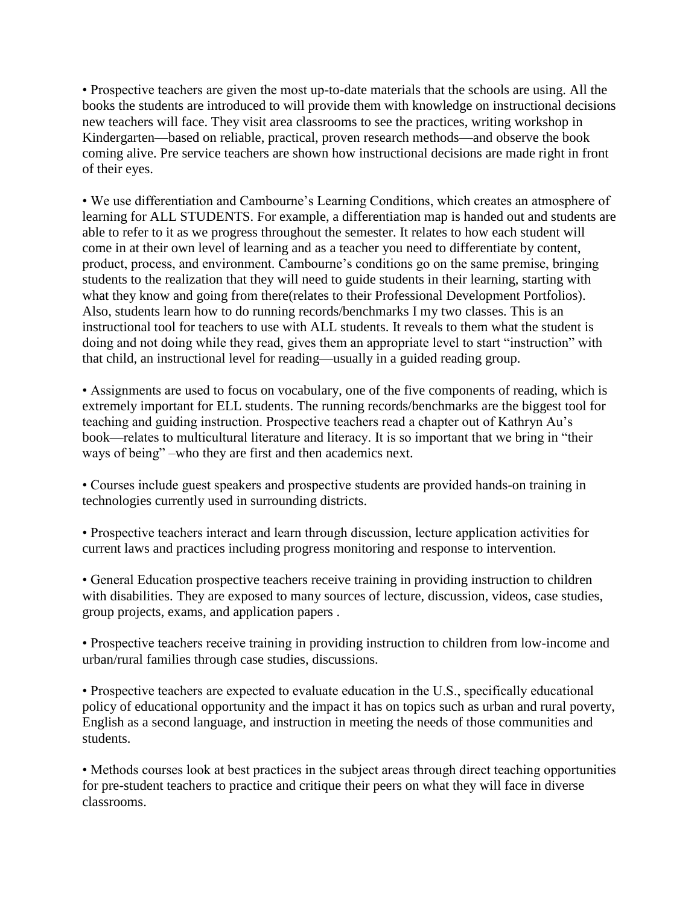- Prospective teachers are given the most up-to-date materials that the schools are using. All the books the students are introduced to will provide them with knowledge on instructional decisions new teachers will face. They visit area classrooms to see the practices, writing workshop in Kindergarten—based on reliable, practical, proven research methods—and observe the book coming alive. Pre service teachers are shown how instructional decisions are made right in front of their eyes.

- We use differentiation and Cambourne's Learning Conditions, which creates an atmosphere of learning for ALL STUDENTS. For example, a differentiation map is handed out and students are able to refer to it as we progress throughout the semester. It relates to how each student will come in at their own level of learning and as a teacher you need to differentiate by content, product, process, and environment. Cambourne's conditions go on the same premise, bringing students to the realization that they will need to guide students in their learning, starting with what they know and going from there(relates to their Professional Development Portfolios). Also, students learn how to do running records/benchmarks I my two classes. This is an instructional tool for teachers to use with ALL students. It reveals to them what the student is doing and not doing while they read, gives them an appropriate level to start "instruction" with that child, an instructional level for reading—usually in a guided reading group.

- Assignments are used to focus on vocabulary, one of the five components of reading, which is extremely important for ELL students. The running records/benchmarks are the biggest tool for teaching and guiding instruction. Prospective teachers read a chapter out of Kathryn Au's book—relates to multicultural literature and literacy. It is so important that we bring in "their ways of being" –who they are first and then academics next.

- Courses include guest speakers and prospective students are provided hands-on training in technologies currently used in surrounding districts.

- Prospective teachers interact and learn through discussion, lecture application activities for current laws and practices including progress monitoring and response to intervention.

- General Education prospective teachers receive training in providing instruction to children with disabilities. They are exposed to many sources of lecture, discussion, videos, case studies, group projects, exams, and application papers .

- Prospective teachers receive training in providing instruction to children from low-income and urban/rural families through case studies, discussions.

- Prospective teachers are expected to evaluate education in the U.S., specifically educational policy of educational opportunity and the impact it has on topics such as urban and rural poverty, English as a second language, and instruction in meeting the needs of those communities and students.

- Methods courses look at best practices in the subject areas through direct teaching opportunities for pre-student teachers to practice and critique their peers on what they will face in diverse classrooms.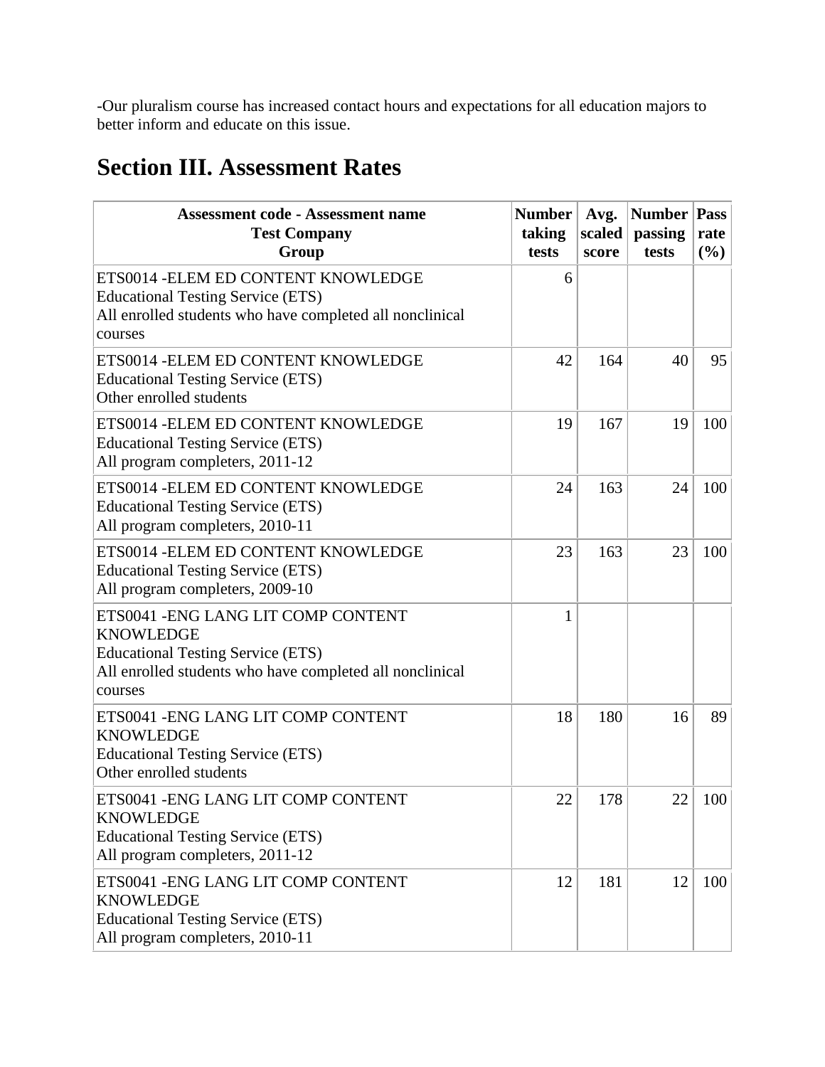-Our pluralism course has increased contact hours and expectations for all education majors to better inform and educate on this issue.

# Section III. Assessment Rates

| Assessment code - Assessment name<br>Test Company<br>Group | Number taking tests | Avg. scaled score | Number passing tests | Pass rate (%) |
|---|---|---|---|---|
| ETS0014 -ELEM ED CONTENT KNOWLEDGE<br>Educational Testing Service (ETS)<br>All enrolled students who have completed all nonclinical courses | 6 | | | |
| ETS0014 -ELEM ED CONTENT KNOWLEDGE<br>Educational Testing Service (ETS)<br>Other enrolled students | 42 | 164 | 40 | 95 |
| ETS0014 -ELEM ED CONTENT KNOWLEDGE<br>Educational Testing Service (ETS)<br>All program completers, 2011-12 | 19 | 167 | 19 | 100 |
| ETS0014 -ELEM ED CONTENT KNOWLEDGE<br>Educational Testing Service (ETS)<br>All program completers, 2010-11 | 24 | 163 | 24 | 100 |
| ETS0014 -ELEM ED CONTENT KNOWLEDGE<br>Educational Testing Service (ETS)<br>All program completers, 2009-10 | 23 | 163 | 23 | 100 |
| ETS0041 -ENG LANG LIT COMP CONTENT KNOWLEDGE<br>Educational Testing Service (ETS)<br>All enrolled students who have completed all nonclinical courses | 1 | | | |
| ETS0041 -ENG LANG LIT COMP CONTENT KNOWLEDGE<br>Educational Testing Service (ETS)<br>Other enrolled students | 18 | 180 | 16 | 89 |
| ETS0041 -ENG LANG LIT COMP CONTENT KNOWLEDGE<br>Educational Testing Service (ETS)<br>All program completers, 2011-12 | 22 | 178 | 22 | 100 |
| ETS0041 -ENG LANG LIT COMP CONTENT KNOWLEDGE<br>Educational Testing Service (ETS)<br>All program completers, 2010-11 | 12 | 181 | 12 | 100 |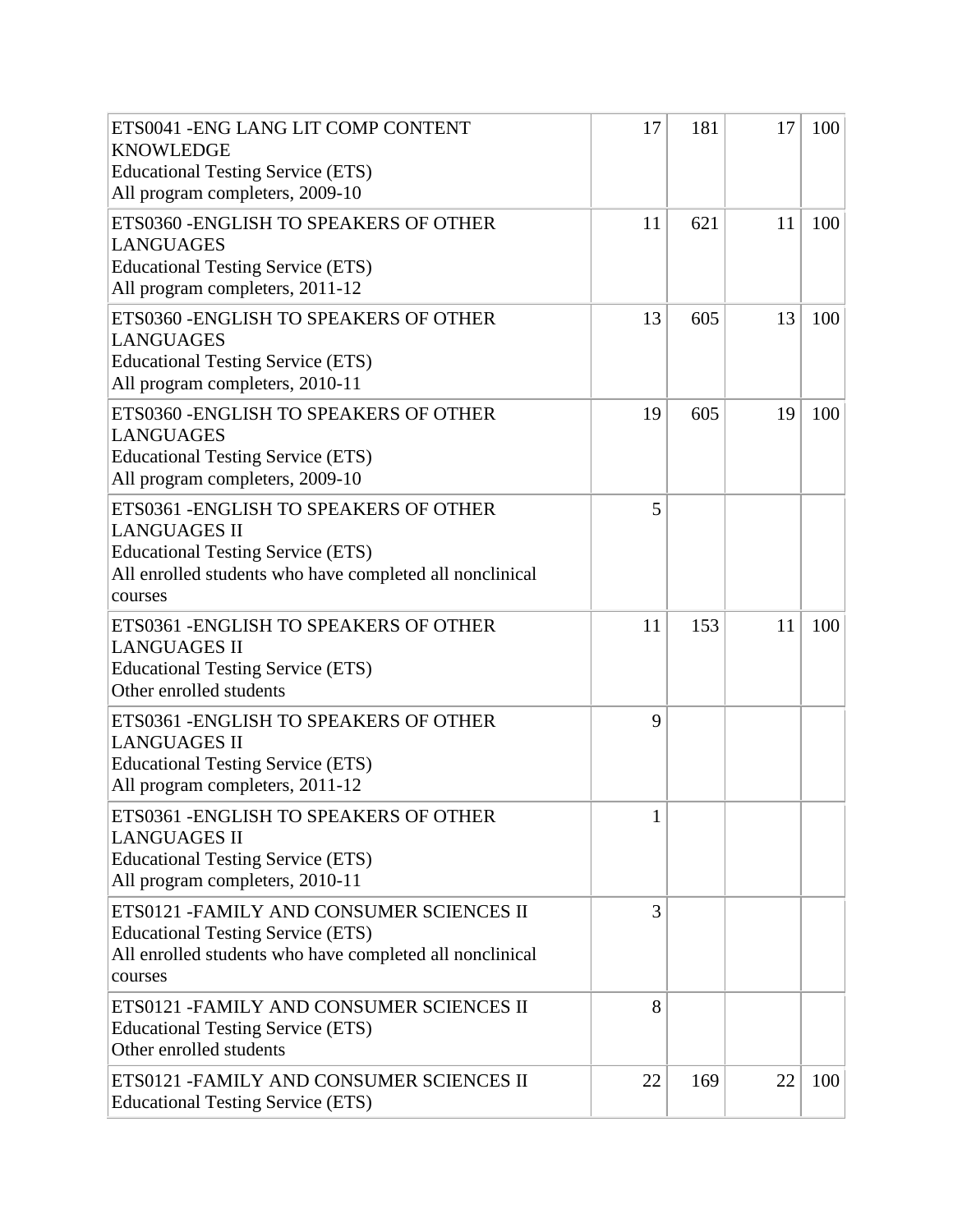| | | | | |
|---|---|---|---|---|
| ETS0041 -ENG LANG LIT COMP CONTENT KNOWLEDGE<br>Educational Testing Service (ETS)<br>All program completers, 2009-10 | 17 | 181 | 17 | 100 |
| ETS0360 -ENGLISH TO SPEAKERS OF OTHER LANGUAGES<br>Educational Testing Service (ETS)<br>All program completers, 2011-12 | 11 | 621 | 11 | 100 |
| ETS0360 -ENGLISH TO SPEAKERS OF OTHER LANGUAGES<br>Educational Testing Service (ETS)<br>All program completers, 2010-11 | 13 | 605 | 13 | 100 |
| ETS0360 -ENGLISH TO SPEAKERS OF OTHER LANGUAGES<br>Educational Testing Service (ETS)<br>All program completers, 2009-10 | 19 | 605 | 19 | 100 |
| ETS0361 -ENGLISH TO SPEAKERS OF OTHER LANGUAGES II<br>Educational Testing Service (ETS)<br>All enrolled students who have completed all nonclinical courses | 5 | | | |
| ETS0361 -ENGLISH TO SPEAKERS OF OTHER LANGUAGES II<br>Educational Testing Service (ETS)<br>Other enrolled students | 11 | 153 | 11 | 100 |
| ETS0361 -ENGLISH TO SPEAKERS OF OTHER LANGUAGES II<br>Educational Testing Service (ETS)<br>All program completers, 2011-12 | 9 | | | |
| ETS0361 -ENGLISH TO SPEAKERS OF OTHER LANGUAGES II<br>Educational Testing Service (ETS)<br>All program completers, 2010-11 | 1 | | | |
| ETS0121 -FAMILY AND CONSUMER SCIENCES II<br>Educational Testing Service (ETS)<br>All enrolled students who have completed all nonclinical courses | 3 | | | |
| ETS0121 -FAMILY AND CONSUMER SCIENCES II<br>Educational Testing Service (ETS)<br>Other enrolled students | 8 | | | |
| ETS0121 -FAMILY AND CONSUMER SCIENCES II<br>Educational Testing Service (ETS) | 22 | 169 | 22 | 100 |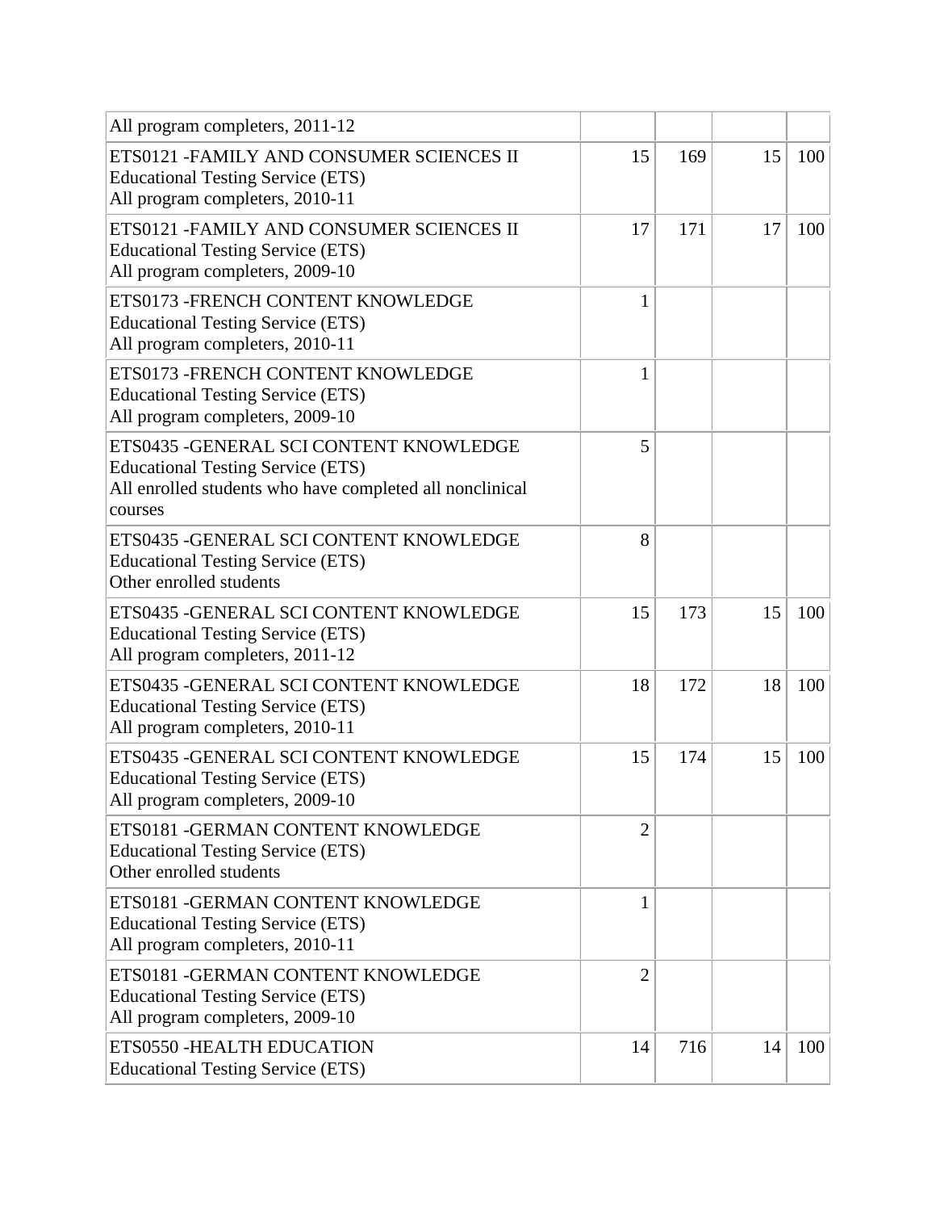| | | | | |
|---|---|---|---|---|
| All program completers, 2011-12 | | | | |
| ETS0121 -FAMILY AND CONSUMER SCIENCES II<br>Educational Testing Service (ETS)<br>All program completers, 2010-11 | 15 | 169 | 15 | 100 |
| ETS0121 -FAMILY AND CONSUMER SCIENCES II<br>Educational Testing Service (ETS)<br>All program completers, 2009-10 | 17 | 171 | 17 | 100 |
| ETS0173 -FRENCH CONTENT KNOWLEDGE<br>Educational Testing Service (ETS)<br>All program completers, 2010-11 | 1 | | | |
| ETS0173 -FRENCH CONTENT KNOWLEDGE<br>Educational Testing Service (ETS)<br>All program completers, 2009-10 | 1 | | | |
| ETS0435 -GENERAL SCI CONTENT KNOWLEDGE<br>Educational Testing Service (ETS)<br>All enrolled students who have completed all nonclinical courses | 5 | | | |
| ETS0435 -GENERAL SCI CONTENT KNOWLEDGE<br>Educational Testing Service (ETS)<br>Other enrolled students | 8 | | | |
| ETS0435 -GENERAL SCI CONTENT KNOWLEDGE<br>Educational Testing Service (ETS)<br>All program completers, 2011-12 | 15 | 173 | 15 | 100 |
| ETS0435 -GENERAL SCI CONTENT KNOWLEDGE<br>Educational Testing Service (ETS)<br>All program completers, 2010-11 | 18 | 172 | 18 | 100 |
| ETS0435 -GENERAL SCI CONTENT KNOWLEDGE<br>Educational Testing Service (ETS)<br>All program completers, 2009-10 | 15 | 174 | 15 | 100 |
| ETS0181 -GERMAN CONTENT KNOWLEDGE<br>Educational Testing Service (ETS)<br>Other enrolled students | 2 | | | |
| ETS0181 -GERMAN CONTENT KNOWLEDGE<br>Educational Testing Service (ETS)<br>All program completers, 2010-11 | 1 | | | |
| ETS0181 -GERMAN CONTENT KNOWLEDGE<br>Educational Testing Service (ETS)<br>All program completers, 2009-10 | 2 | | | |
| ETS0550 -HEALTH EDUCATION<br>Educational Testing Service (ETS) | 14 | 716 | 14 | 100 |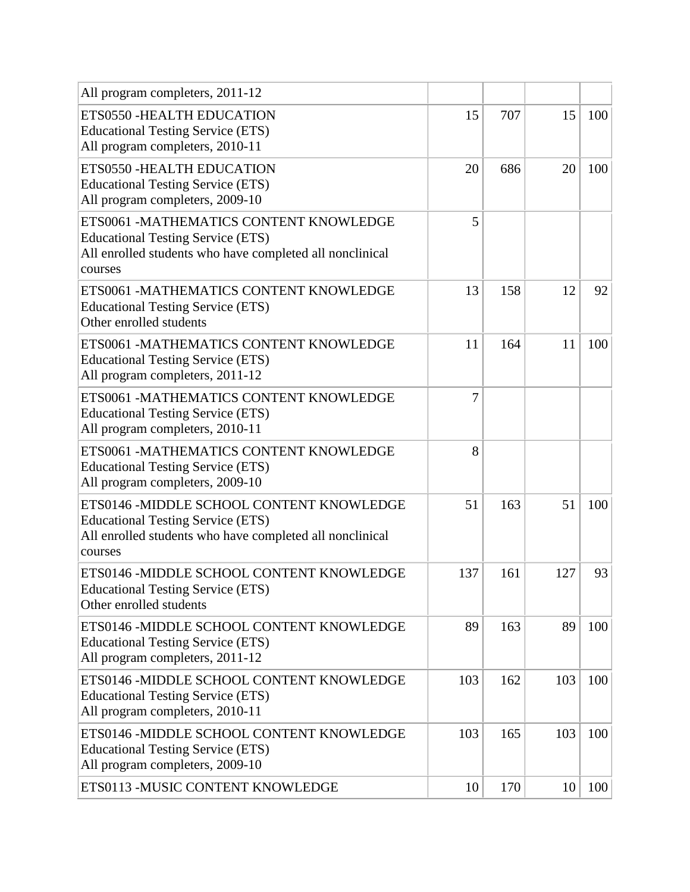| | | | | |
|---|---|---|---|---|
| All program completers, 2011-12 | | | | |
| ETS0550 -HEALTH EDUCATION<br>Educational Testing Service (ETS)<br>All program completers, 2010-11 | 15 | 707 | 15 | 100 |
| ETS0550 -HEALTH EDUCATION<br>Educational Testing Service (ETS)<br>All program completers, 2009-10 | 20 | 686 | 20 | 100 |
| ETS0061 -MATHEMATICS CONTENT KNOWLEDGE<br>Educational Testing Service (ETS)<br>All enrolled students who have completed all nonclinical courses | 5 | | | |
| ETS0061 -MATHEMATICS CONTENT KNOWLEDGE<br>Educational Testing Service (ETS)<br>Other enrolled students | 13 | 158 | 12 | 92 |
| ETS0061 -MATHEMATICS CONTENT KNOWLEDGE<br>Educational Testing Service (ETS)<br>All program completers, 2011-12 | 11 | 164 | 11 | 100 |
| ETS0061 -MATHEMATICS CONTENT KNOWLEDGE<br>Educational Testing Service (ETS)<br>All program completers, 2010-11 | 7 | | | |
| ETS0061 -MATHEMATICS CONTENT KNOWLEDGE<br>Educational Testing Service (ETS)<br>All program completers, 2009-10 | 8 | | | |
| ETS0146 -MIDDLE SCHOOL CONTENT KNOWLEDGE<br>Educational Testing Service (ETS)<br>All enrolled students who have completed all nonclinical courses | 51 | 163 | 51 | 100 |
| ETS0146 -MIDDLE SCHOOL CONTENT KNOWLEDGE<br>Educational Testing Service (ETS)<br>Other enrolled students | 137 | 161 | 127 | 93 |
| ETS0146 -MIDDLE SCHOOL CONTENT KNOWLEDGE<br>Educational Testing Service (ETS)<br>All program completers, 2011-12 | 89 | 163 | 89 | 100 |
| ETS0146 -MIDDLE SCHOOL CONTENT KNOWLEDGE<br>Educational Testing Service (ETS)<br>All program completers, 2010-11 | 103 | 162 | 103 | 100 |
| ETS0146 -MIDDLE SCHOOL CONTENT KNOWLEDGE<br>Educational Testing Service (ETS)<br>All program completers, 2009-10 | 103 | 165 | 103 | 100 |
| ETS0113 -MUSIC CONTENT KNOWLEDGE | 10 | 170 | 10 | 100 |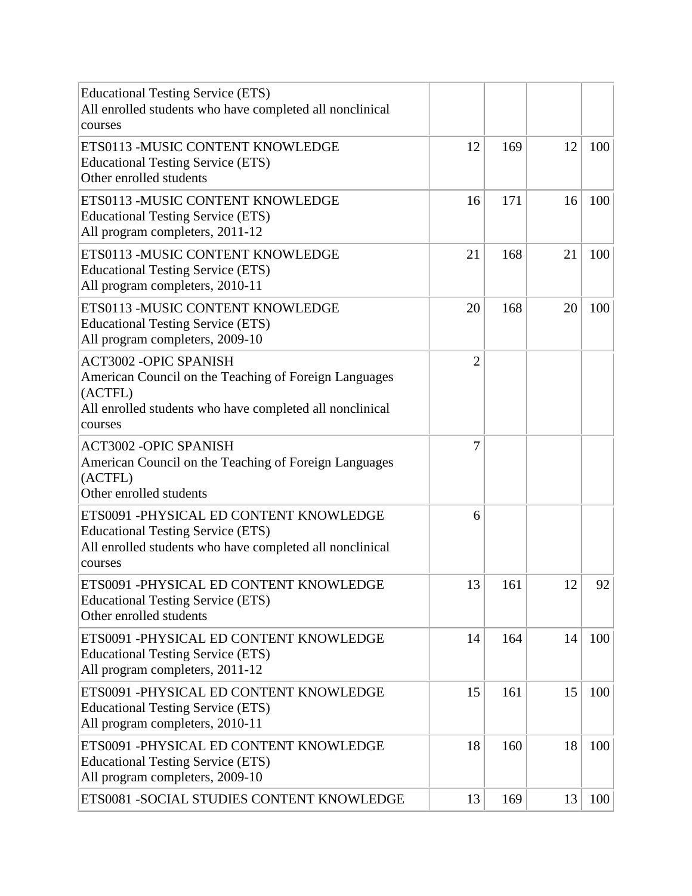| | | | | |
|---|---|---|---|---|
| Educational Testing Service (ETS)<br>All enrolled students who have completed all nonclinical courses | | | | |
| ETS0113 -MUSIC CONTENT KNOWLEDGE<br>Educational Testing Service (ETS)<br>Other enrolled students | 12 | 169 | 12 | 100 |
| ETS0113 -MUSIC CONTENT KNOWLEDGE<br>Educational Testing Service (ETS)<br>All program completers, 2011-12 | 16 | 171 | 16 | 100 |
| ETS0113 -MUSIC CONTENT KNOWLEDGE<br>Educational Testing Service (ETS)<br>All program completers, 2010-11 | 21 | 168 | 21 | 100 |
| ETS0113 -MUSIC CONTENT KNOWLEDGE<br>Educational Testing Service (ETS)<br>All program completers, 2009-10 | 20 | 168 | 20 | 100 |
| ACT3002 -OPIC SPANISH<br>American Council on the Teaching of Foreign Languages (ACTFL)<br>All enrolled students who have completed all nonclinical courses | 2 | | | |
| ACT3002 -OPIC SPANISH<br>American Council on the Teaching of Foreign Languages (ACTFL)<br>Other enrolled students | 7 | | | |
| ETS0091 -PHYSICAL ED CONTENT KNOWLEDGE<br>Educational Testing Service (ETS)<br>All enrolled students who have completed all nonclinical courses | 6 | | | |
| ETS0091 -PHYSICAL ED CONTENT KNOWLEDGE<br>Educational Testing Service (ETS)<br>Other enrolled students | 13 | 161 | 12 | 92 |
| ETS0091 -PHYSICAL ED CONTENT KNOWLEDGE<br>Educational Testing Service (ETS)<br>All program completers, 2011-12 | 14 | 164 | 14 | 100 |
| ETS0091 -PHYSICAL ED CONTENT KNOWLEDGE<br>Educational Testing Service (ETS)<br>All program completers, 2010-11 | 15 | 161 | 15 | 100 |
| ETS0091 -PHYSICAL ED CONTENT KNOWLEDGE<br>Educational Testing Service (ETS)<br>All program completers, 2009-10 | 18 | 160 | 18 | 100 |
| ETS0081 -SOCIAL STUDIES CONTENT KNOWLEDGE | 13 | 169 | 13 | 100 |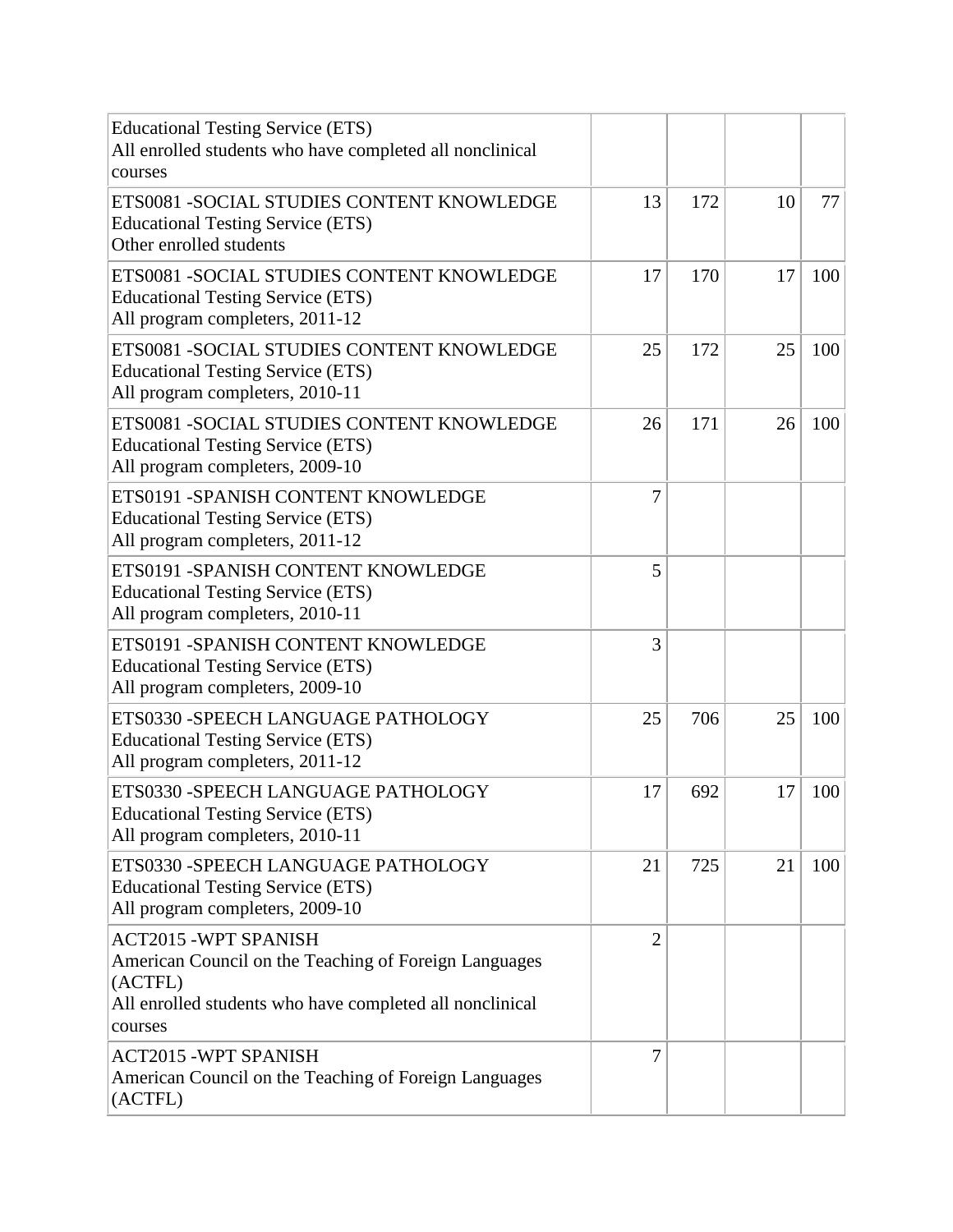| | | | | |
|---|---|---|---|---|
| Educational Testing Service (ETS)<br>All enrolled students who have completed all nonclinical courses | | | | |
| ETS0081 -SOCIAL STUDIES CONTENT KNOWLEDGE<br>Educational Testing Service (ETS)<br>Other enrolled students | 13 | 172 | 10 | 77 |
| ETS0081 -SOCIAL STUDIES CONTENT KNOWLEDGE<br>Educational Testing Service (ETS)<br>All program completers, 2011-12 | 17 | 170 | 17 | 100 |
| ETS0081 -SOCIAL STUDIES CONTENT KNOWLEDGE<br>Educational Testing Service (ETS)<br>All program completers, 2010-11 | 25 | 172 | 25 | 100 |
| ETS0081 -SOCIAL STUDIES CONTENT KNOWLEDGE<br>Educational Testing Service (ETS)<br>All program completers, 2009-10 | 26 | 171 | 26 | 100 |
| ETS0191 -SPANISH CONTENT KNOWLEDGE<br>Educational Testing Service (ETS)<br>All program completers, 2011-12 | 7 | | | |
| ETS0191 -SPANISH CONTENT KNOWLEDGE<br>Educational Testing Service (ETS)<br>All program completers, 2010-11 | 5 | | | |
| ETS0191 -SPANISH CONTENT KNOWLEDGE<br>Educational Testing Service (ETS)<br>All program completers, 2009-10 | 3 | | | |
| ETS0330 -SPEECH LANGUAGE PATHOLOGY<br>Educational Testing Service (ETS)<br>All program completers, 2011-12 | 25 | 706 | 25 | 100 |
| ETS0330 -SPEECH LANGUAGE PATHOLOGY<br>Educational Testing Service (ETS)<br>All program completers, 2010-11 | 17 | 692 | 17 | 100 |
| ETS0330 -SPEECH LANGUAGE PATHOLOGY<br>Educational Testing Service (ETS)<br>All program completers, 2009-10 | 21 | 725 | 21 | 100 |
| ACT2015 -WPT SPANISH<br>American Council on the Teaching of Foreign Languages (ACTFL)<br>All enrolled students who have completed all nonclinical courses | 2 | | | |
| ACT2015 -WPT SPANISH<br>American Council on the Teaching of Foreign Languages (ACTFL) | 7 | | | |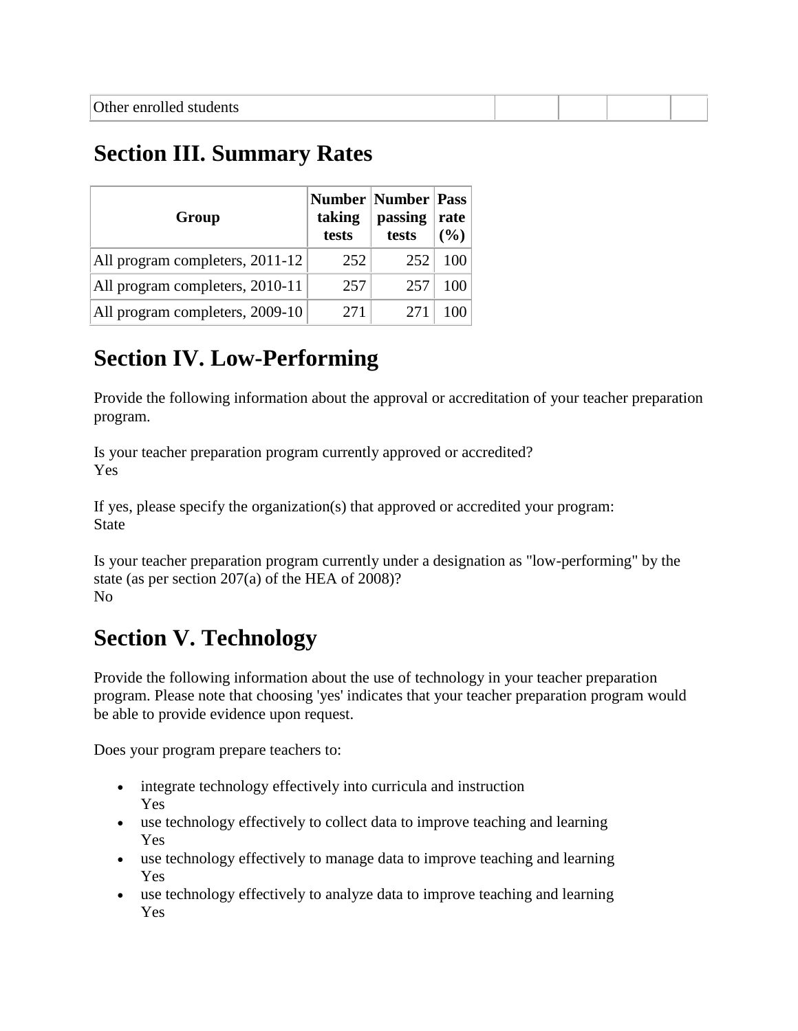| Other enrolled students | | | | |
|---|---|---|---|---|

## Section III. Summary Rates

| Group | Number taking tests | Number passing tests | Pass rate (%) |
|---|---|---|---|
| All program completers, 2011-12 | 252 | 252 | 100 |
| All program completers, 2010-11 | 257 | 257 | 100 |
| All program completers, 2009-10 | 271 | 271 | 100 |

## Section IV. Low-Performing

Provide the following information about the approval or accreditation of your teacher preparation program.

Is your teacher preparation program currently approved or accredited?
Yes

If yes, please specify the organization(s) that approved or accredited your program:
State

Is your teacher preparation program currently under a designation as "low-performing" by the state (as per section 207(a) of the HEA of 2008)?
No

## Section V. Technology

Provide the following information about the use of technology in your teacher preparation program. Please note that choosing 'yes' indicates that your teacher preparation program would be able to provide evidence upon request.

Does your program prepare teachers to:

- integrate technology effectively into curricula and instruction
  Yes
- use technology effectively to collect data to improve teaching and learning
  Yes
- use technology effectively to manage data to improve teaching and learning
  Yes
- use technology effectively to analyze data to improve teaching and learning
  Yes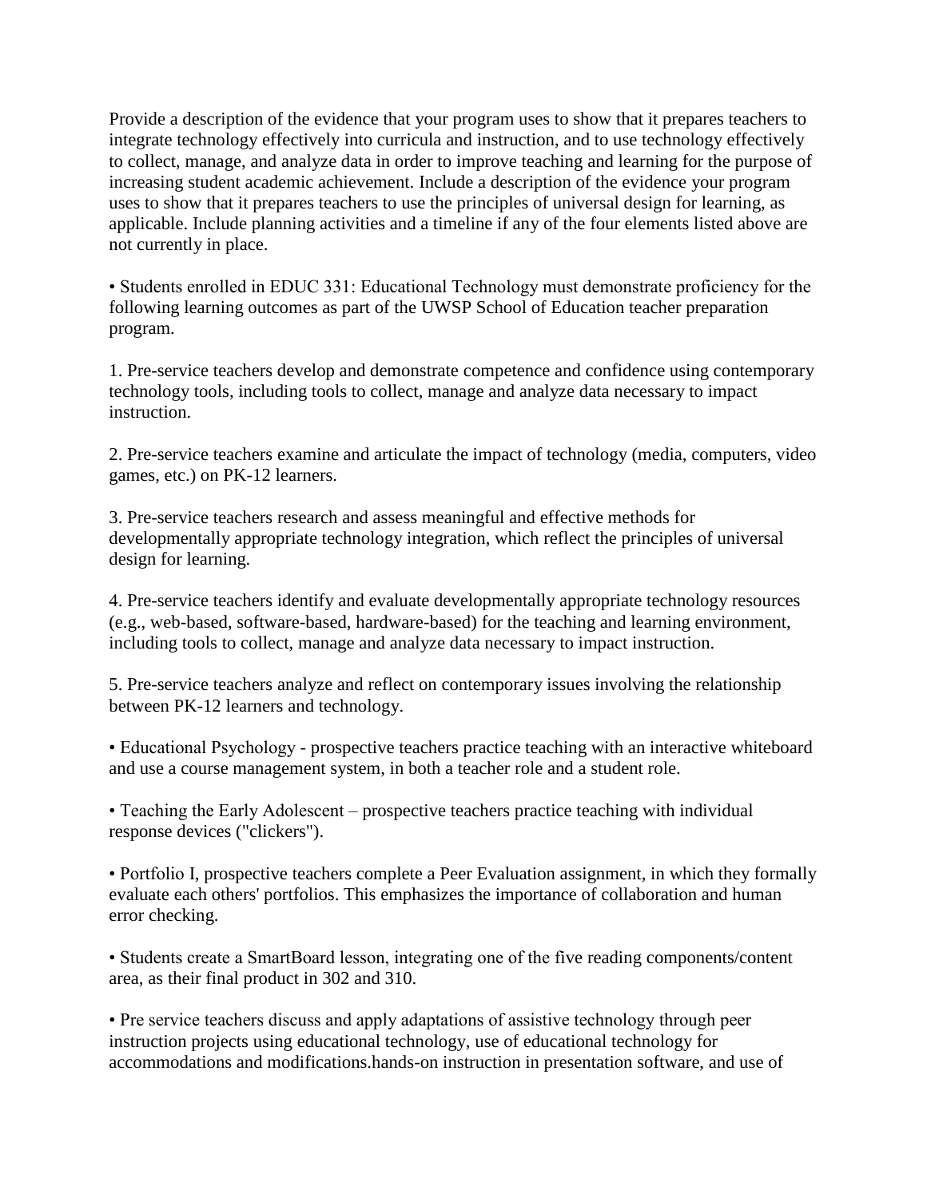Provide a description of the evidence that your program uses to show that it prepares teachers to integrate technology effectively into curricula and instruction, and to use technology effectively to collect, manage, and analyze data in order to improve teaching and learning for the purpose of increasing student academic achievement. Include a description of the evidence your program uses to show that it prepares teachers to use the principles of universal design for learning, as applicable. Include planning activities and a timeline if any of the four elements listed above are not currently in place.

• Students enrolled in EDUC 331: Educational Technology must demonstrate proficiency for the following learning outcomes as part of the UWSP School of Education teacher preparation program.

1. Pre-service teachers develop and demonstrate competence and confidence using contemporary technology tools, including tools to collect, manage and analyze data necessary to impact instruction.

2. Pre-service teachers examine and articulate the impact of technology (media, computers, video games, etc.) on PK-12 learners.

3. Pre-service teachers research and assess meaningful and effective methods for developmentally appropriate technology integration, which reflect the principles of universal design for learning.

4. Pre-service teachers identify and evaluate developmentally appropriate technology resources (e.g., web-based, software-based, hardware-based) for the teaching and learning environment, including tools to collect, manage and analyze data necessary to impact instruction.

5. Pre-service teachers analyze and reflect on contemporary issues involving the relationship between PK-12 learners and technology.

• Educational Psychology - prospective teachers practice teaching with an interactive whiteboard and use a course management system, in both a teacher role and a student role.

• Teaching the Early Adolescent – prospective teachers practice teaching with individual response devices ("clickers").

• Portfolio I, prospective teachers complete a Peer Evaluation assignment, in which they formally evaluate each others' portfolios. This emphasizes the importance of collaboration and human error checking.

• Students create a SmartBoard lesson, integrating one of the five reading components/content area, as their final product in 302 and 310.

• Pre service teachers discuss and apply adaptations of assistive technology through peer instruction projects using educational technology, use of educational technology for accommodations and modifications.hands-on instruction in presentation software, and use of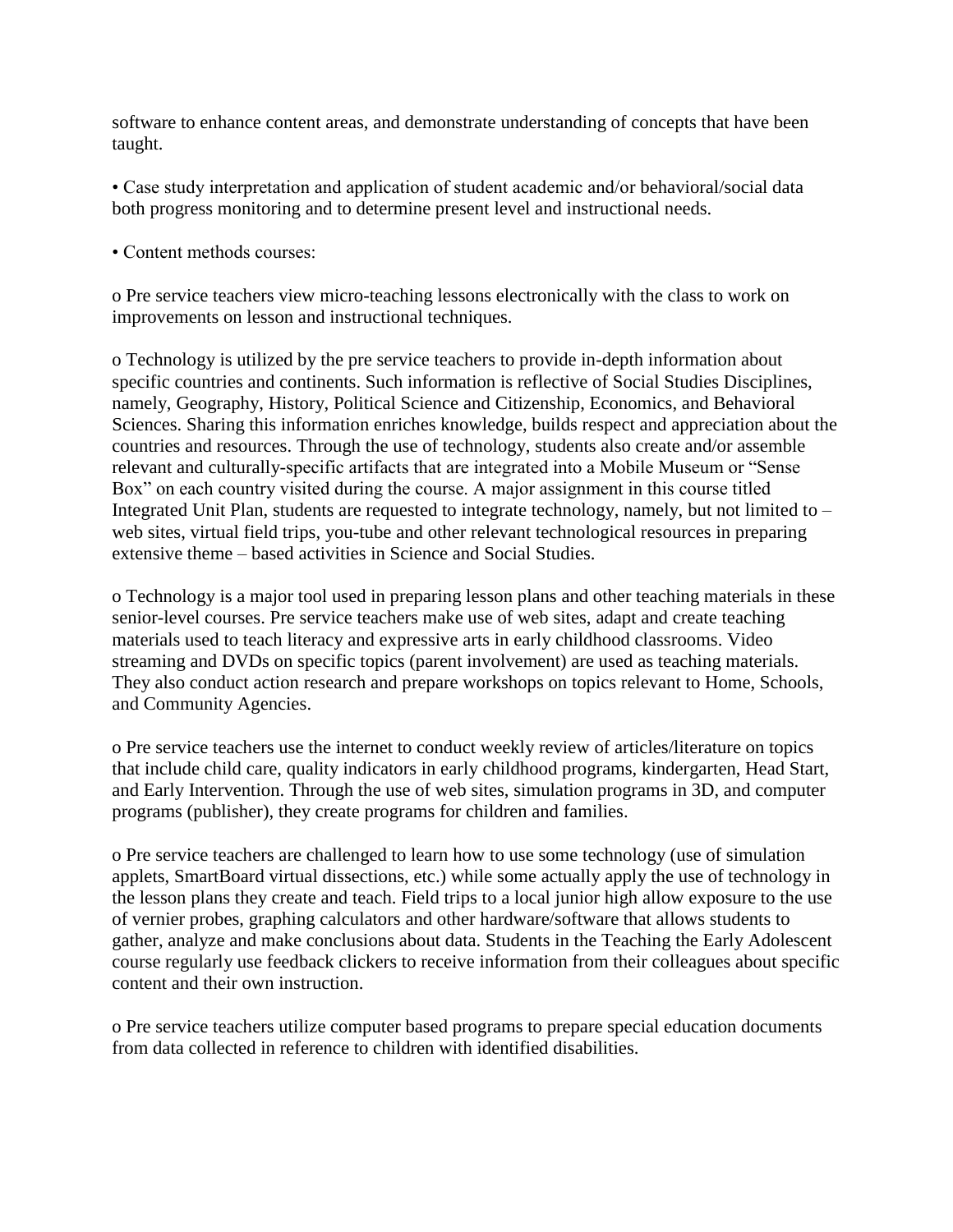software to enhance content areas, and demonstrate understanding of concepts that have been taught.

- Case study interpretation and application of student academic and/or behavioral/social data both progress monitoring and to determine present level and instructional needs.

- Content methods courses:

  - Pre service teachers view micro-teaching lessons electronically with the class to work on improvements on lesson and instructional techniques.

  - Technology is utilized by the pre service teachers to provide in-depth information about specific countries and continents. Such information is reflective of Social Studies Disciplines, namely, Geography, History, Political Science and Citizenship, Economics, and Behavioral Sciences. Sharing this information enriches knowledge, builds respect and appreciation about the countries and resources. Through the use of technology, students also create and/or assemble relevant and culturally-specific artifacts that are integrated into a Mobile Museum or "Sense Box" on each country visited during the course. A major assignment in this course titled Integrated Unit Plan, students are requested to integrate technology, namely, but not limited to – web sites, virtual field trips, you-tube and other relevant technological resources in preparing extensive theme – based activities in Science and Social Studies.

  - Technology is a major tool used in preparing lesson plans and other teaching materials in these senior-level courses. Pre service teachers make use of web sites, adapt and create teaching materials used to teach literacy and expressive arts in early childhood classrooms. Video streaming and DVDs on specific topics (parent involvement) are used as teaching materials. They also conduct action research and prepare workshops on topics relevant to Home, Schools, and Community Agencies.

  - Pre service teachers use the internet to conduct weekly review of articles/literature on topics that include child care, quality indicators in early childhood programs, kindergarten, Head Start, and Early Intervention. Through the use of web sites, simulation programs in 3D, and computer programs (publisher), they create programs for children and families.

  - Pre service teachers are challenged to learn how to use some technology (use of simulation applets, SmartBoard virtual dissections, etc.) while some actually apply the use of technology in the lesson plans they create and teach. Field trips to a local junior high allow exposure to the use of vernier probes, graphing calculators and other hardware/software that allows students to gather, analyze and make conclusions about data. Students in the Teaching the Early Adolescent course regularly use feedback clickers to receive information from their colleagues about specific content and their own instruction.

  - Pre service teachers utilize computer based programs to prepare special education documents from data collected in reference to children with identified disabilities.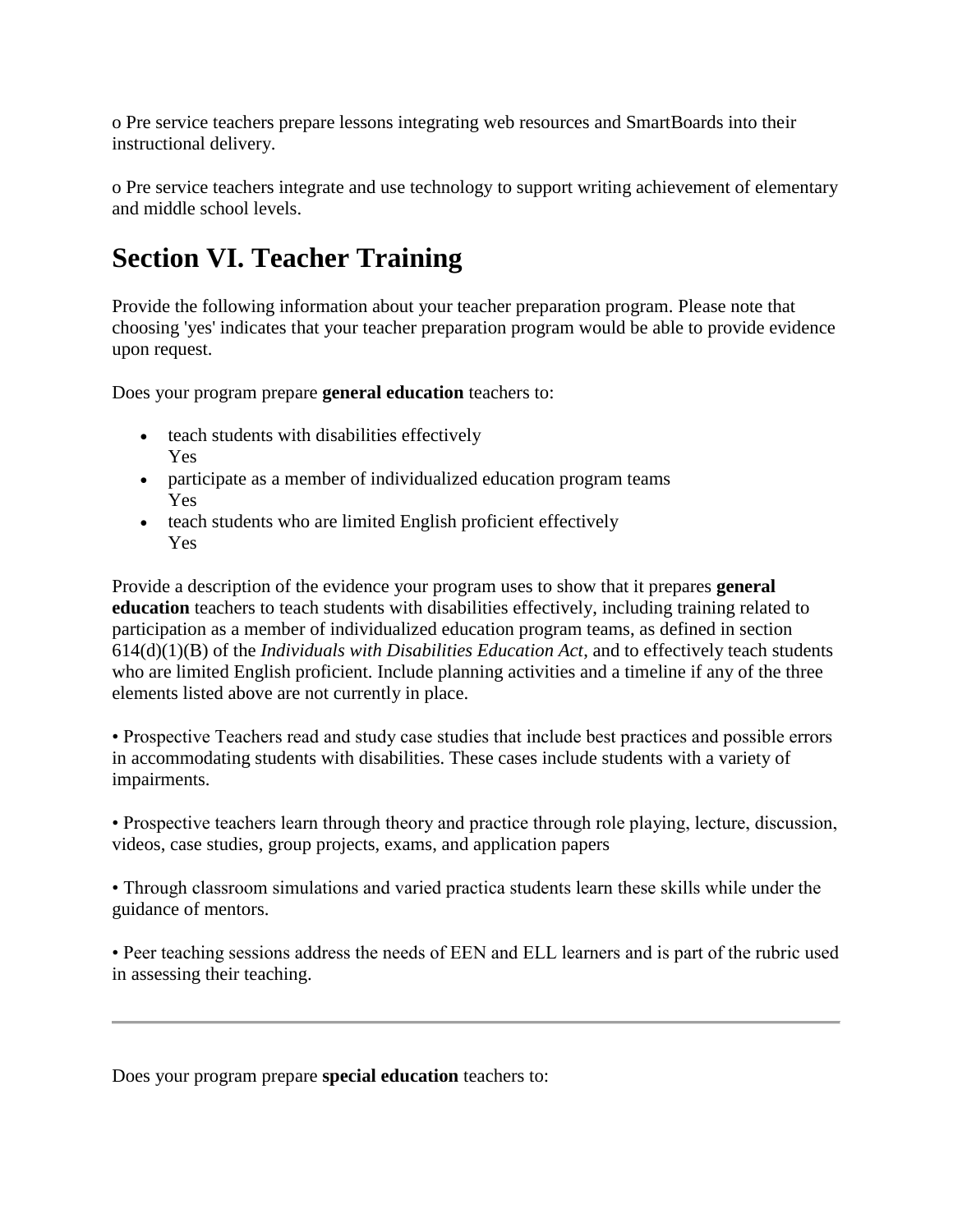o Pre service teachers prepare lessons integrating web resources and SmartBoards into their instructional delivery.

o Pre service teachers integrate and use technology to support writing achievement of elementary and middle school levels.

# Section VI. Teacher Training

Provide the following information about your teacher preparation program. Please note that choosing 'yes' indicates that your teacher preparation program would be able to provide evidence upon request.

Does your program prepare **general education** teachers to:

- teach students with disabilities effectively
  Yes
- participate as a member of individualized education program teams
  Yes
- teach students who are limited English proficient effectively
  Yes

Provide a description of the evidence your program uses to show that it prepares **general education** teachers to teach students with disabilities effectively, including training related to participation as a member of individualized education program teams, as defined in section 614(d)(1)(B) of the *Individuals with Disabilities Education Act*, and to effectively teach students who are limited English proficient. Include planning activities and a timeline if any of the three elements listed above are not currently in place.

• Prospective Teachers read and study case studies that include best practices and possible errors in accommodating students with disabilities. These cases include students with a variety of impairments.

• Prospective teachers learn through theory and practice through role playing, lecture, discussion, videos, case studies, group projects, exams, and application papers

• Through classroom simulations and varied practica students learn these skills while under the guidance of mentors.

• Peer teaching sessions address the needs of EEN and ELL learners and is part of the rubric used in assessing their teaching.

---

Does your program prepare **special education** teachers to: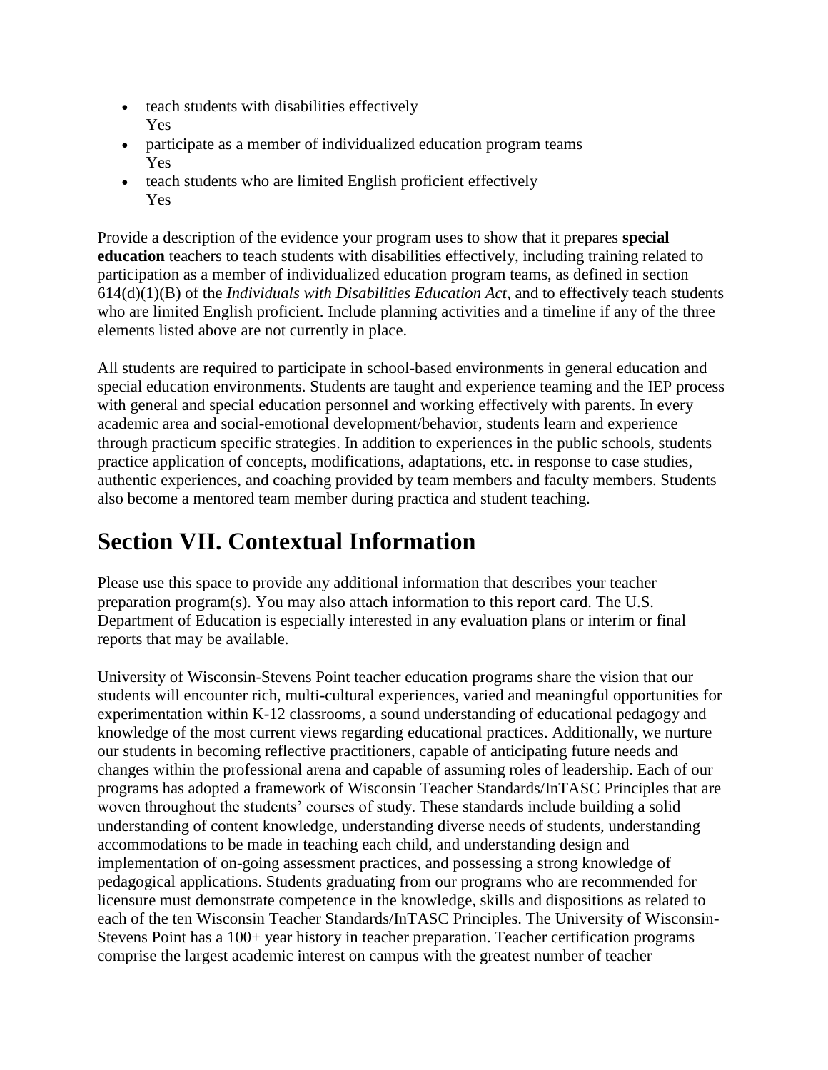- teach students with disabilities effectively
  Yes
- participate as a member of individualized education program teams
  Yes
- teach students who are limited English proficient effectively
  Yes

Provide a description of the evidence your program uses to show that it prepares **special education** teachers to teach students with disabilities effectively, including training related to participation as a member of individualized education program teams, as defined in section 614(d)(1)(B) of the *Individuals with Disabilities Education Act*, and to effectively teach students who are limited English proficient. Include planning activities and a timeline if any of the three elements listed above are not currently in place.

All students are required to participate in school-based environments in general education and special education environments. Students are taught and experience teaming and the IEP process with general and special education personnel and working effectively with parents. In every academic area and social-emotional development/behavior, students learn and experience through practicum specific strategies. In addition to experiences in the public schools, students practice application of concepts, modifications, adaptations, etc. in response to case studies, authentic experiences, and coaching provided by team members and faculty members. Students also become a mentored team member during practica and student teaching.

# Section VII. Contextual Information

Please use this space to provide any additional information that describes your teacher preparation program(s). You may also attach information to this report card. The U.S. Department of Education is especially interested in any evaluation plans or interim or final reports that may be available.

University of Wisconsin-Stevens Point teacher education programs share the vision that our students will encounter rich, multi-cultural experiences, varied and meaningful opportunities for experimentation within K-12 classrooms, a sound understanding of educational pedagogy and knowledge of the most current views regarding educational practices. Additionally, we nurture our students in becoming reflective practitioners, capable of anticipating future needs and changes within the professional arena and capable of assuming roles of leadership. Each of our programs has adopted a framework of Wisconsin Teacher Standards/InTASC Principles that are woven throughout the students' courses of study. These standards include building a solid understanding of content knowledge, understanding diverse needs of students, understanding accommodations to be made in teaching each child, and understanding design and implementation of on-going assessment practices, and possessing a strong knowledge of pedagogical applications. Students graduating from our programs who are recommended for licensure must demonstrate competence in the knowledge, skills and dispositions as related to each of the ten Wisconsin Teacher Standards/InTASC Principles. The University of Wisconsin-Stevens Point has a 100+ year history in teacher preparation. Teacher certification programs comprise the largest academic interest on campus with the greatest number of teacher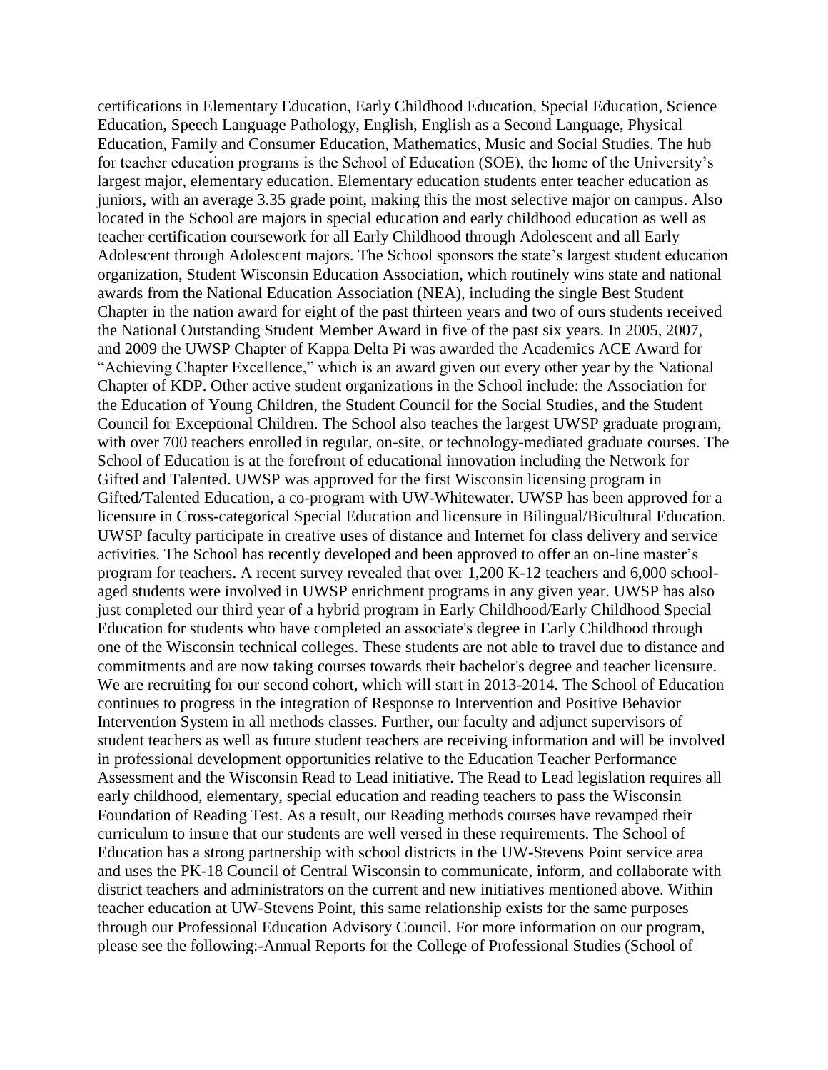certifications in Elementary Education, Early Childhood Education, Special Education, Science Education, Speech Language Pathology, English, English as a Second Language, Physical Education, Family and Consumer Education, Mathematics, Music and Social Studies. The hub for teacher education programs is the School of Education (SOE), the home of the University's largest major, elementary education. Elementary education students enter teacher education as juniors, with an average 3.35 grade point, making this the most selective major on campus. Also located in the School are majors in special education and early childhood education as well as teacher certification coursework for all Early Childhood through Adolescent and all Early Adolescent through Adolescent majors. The School sponsors the state's largest student education organization, Student Wisconsin Education Association, which routinely wins state and national awards from the National Education Association (NEA), including the single Best Student Chapter in the nation award for eight of the past thirteen years and two of ours students received the National Outstanding Student Member Award in five of the past six years. In 2005, 2007, and 2009 the UWSP Chapter of Kappa Delta Pi was awarded the Academics ACE Award for "Achieving Chapter Excellence," which is an award given out every other year by the National Chapter of KDP. Other active student organizations in the School include: the Association for the Education of Young Children, the Student Council for the Social Studies, and the Student Council for Exceptional Children. The School also teaches the largest UWSP graduate program, with over 700 teachers enrolled in regular, on-site, or technology-mediated graduate courses. The School of Education is at the forefront of educational innovation including the Network for Gifted and Talented. UWSP was approved for the first Wisconsin licensing program in Gifted/Talented Education, a co-program with UW-Whitewater. UWSP has been approved for a licensure in Cross-categorical Special Education and licensure in Bilingual/Bicultural Education. UWSP faculty participate in creative uses of distance and Internet for class delivery and service activities. The School has recently developed and been approved to offer an on-line master's program for teachers. A recent survey revealed that over 1,200 K-12 teachers and 6,000 school-aged students were involved in UWSP enrichment programs in any given year. UWSP has also just completed our third year of a hybrid program in Early Childhood/Early Childhood Special Education for students who have completed an associate's degree in Early Childhood through one of the Wisconsin technical colleges. These students are not able to travel due to distance and commitments and are now taking courses towards their bachelor's degree and teacher licensure. We are recruiting for our second cohort, which will start in 2013-2014. The School of Education continues to progress in the integration of Response to Intervention and Positive Behavior Intervention System in all methods classes. Further, our faculty and adjunct supervisors of student teachers as well as future student teachers are receiving information and will be involved in professional development opportunities relative to the Education Teacher Performance Assessment and the Wisconsin Read to Lead initiative. The Read to Lead legislation requires all early childhood, elementary, special education and reading teachers to pass the Wisconsin Foundation of Reading Test. As a result, our Reading methods courses have revamped their curriculum to insure that our students are well versed in these requirements. The School of Education has a strong partnership with school districts in the UW-Stevens Point service area and uses the PK-18 Council of Central Wisconsin to communicate, inform, and collaborate with district teachers and administrators on the current and new initiatives mentioned above. Within teacher education at UW-Stevens Point, this same relationship exists for the same purposes through our Professional Education Advisory Council. For more information on our program, please see the following:-Annual Reports for the College of Professional Studies (School of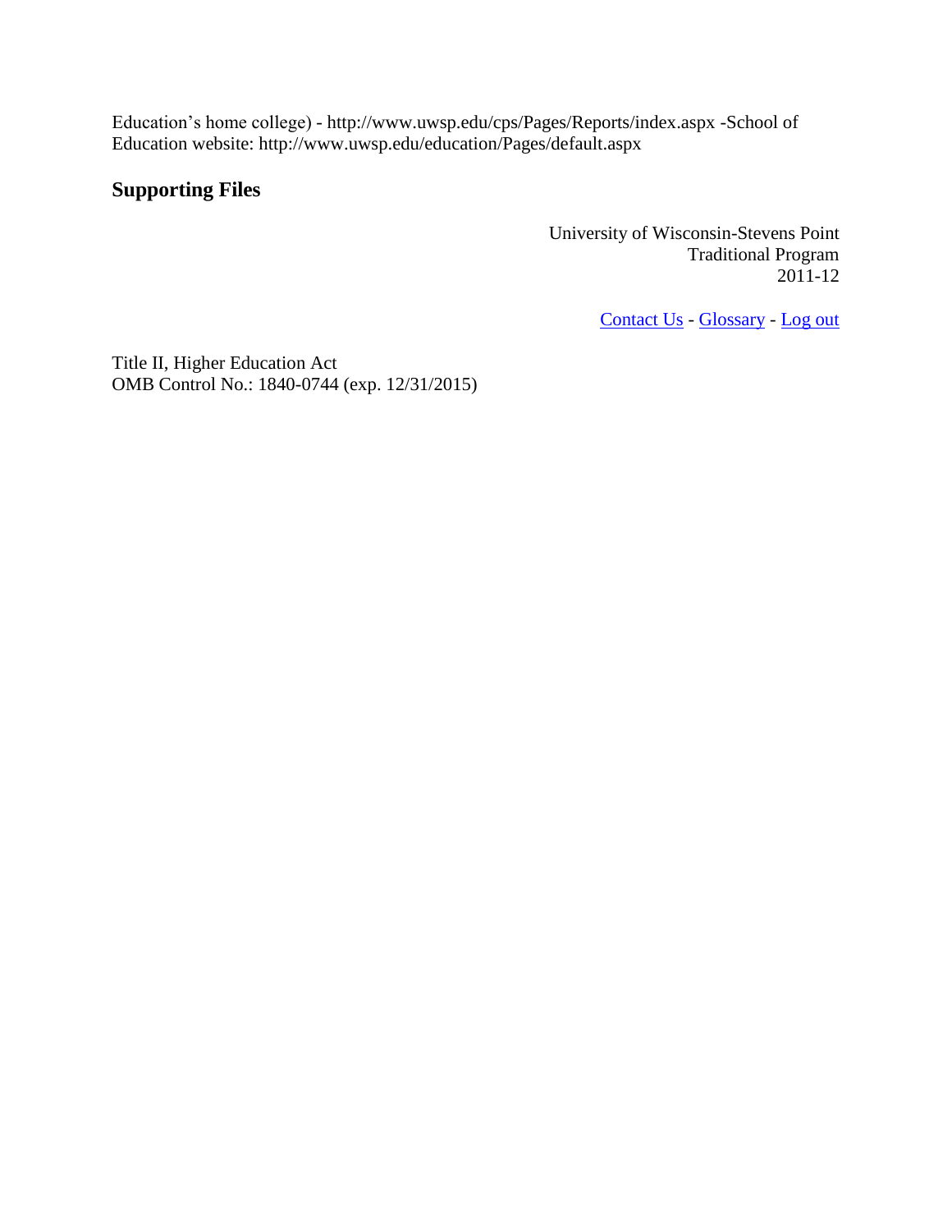Education's home college) - http://www.uwsp.edu/cps/Pages/Reports/index.aspx -School of Education website: http://www.uwsp.edu/education/Pages/default.aspx

## Supporting Files

University of Wisconsin-Stevens Point
Traditional Program
2011-12

Contact Us - Glossary - Log out

Title II, Higher Education Act
OMB Control No.: 1840-0744 (exp. 12/31/2015)